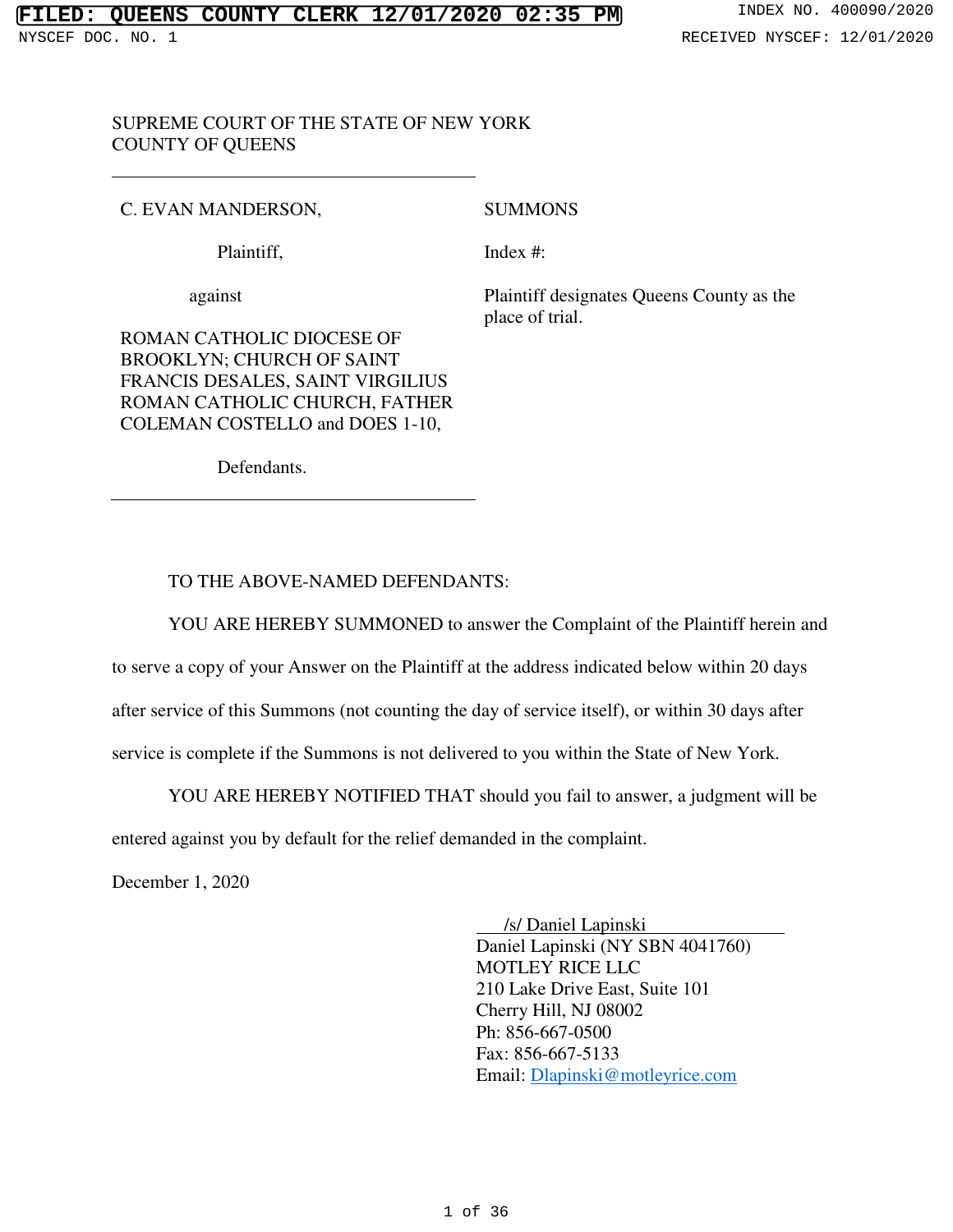FILED: QUEENS COUNTY CLERK 12/01/2020 02:35 PM

NYSCEF DOC. NO. 1

INDEX NO. 400090/2020

RECEIVED NYSCEF: 12/01/2020

SUPREME COURT OF THE STATE OF NEW YORK
COUNTY OF QUEENS

| | |
|---|---|
| C. EVAN MANDERSON, | SUMMONS |
| Plaintiff, | Index #: |
| against | Plaintiff designates Queens County as the place of trial. |
| ROMAN CATHOLIC DIOCESE OF BROOKLYN; CHURCH OF SAINT FRANCIS DESALES, SAINT VIRGILIUS ROMAN CATHOLIC CHURCH, FATHER COLEMAN COSTELLO and DOES 1-10, | |
| Defendants. | |

TO THE ABOVE-NAMED DEFENDANTS:

YOU ARE HEREBY SUMMONED to answer the Complaint of the Plaintiff herein and to serve a copy of your Answer on the Plaintiff at the address indicated below within 20 days after service of this Summons (not counting the day of service itself), or within 30 days after service is complete if the Summons is not delivered to you within the State of New York.

YOU ARE HEREBY NOTIFIED THAT should you fail to answer, a judgment will be entered against you by default for the relief demanded in the complaint.

December 1, 2020

/s/ Daniel Lapinski
Daniel Lapinski (NY SBN 4041760)
MOTLEY RICE LLC
210 Lake Drive East, Suite 101
Cherry Hill, NJ 08002
Ph: 856-667-0500
Fax: 856-667-5133
Email: Dlapinski@motleyrice.com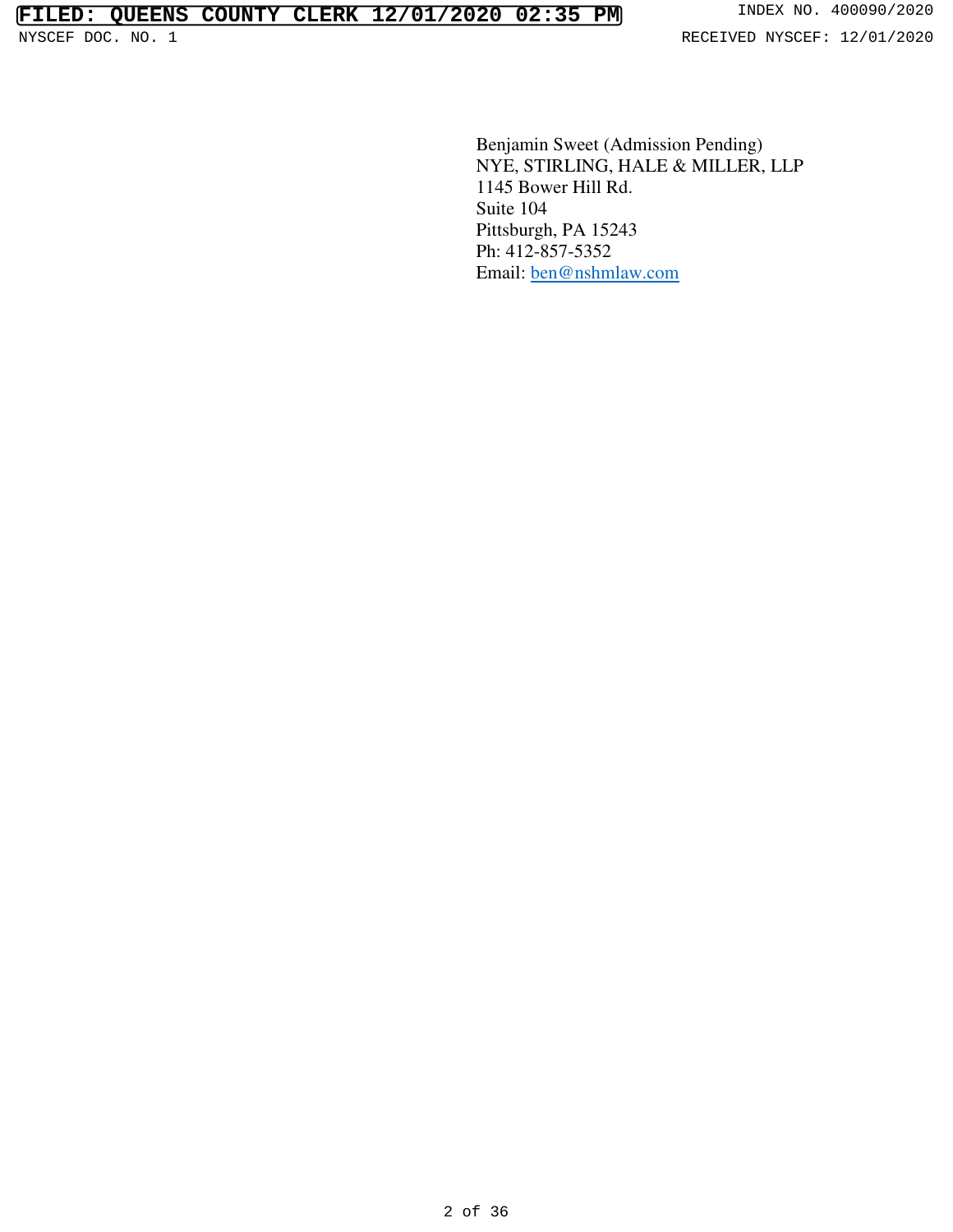Benjamin Sweet (Admission Pending)
NYE, STIRLING, HALE & MILLER, LLP
1145 Bower Hill Rd.
Suite 104
Pittsburgh, PA 15243
Ph: 412-857-5352
Email: ben@nshmlaw.com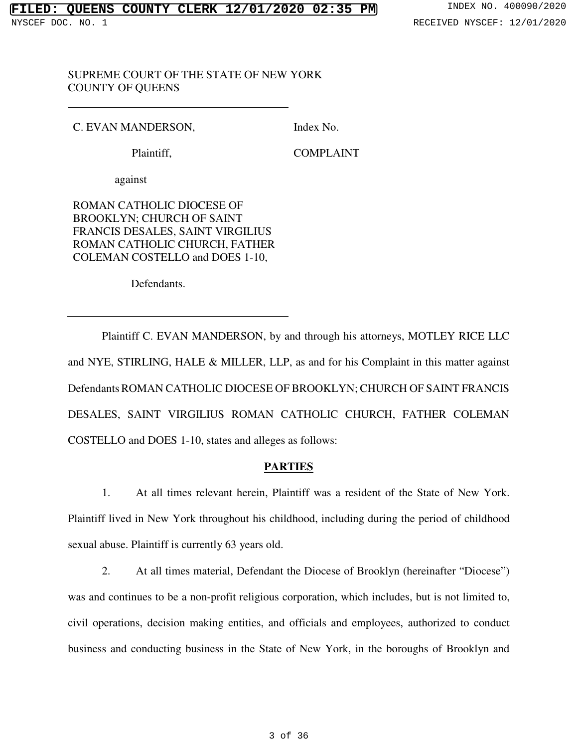SUPREME COURT OF THE STATE OF NEW YORK
COUNTY OF QUEENS

| | |
|---|---|
| C. EVAN MANDERSON, | Index No. |
| Plaintiff, | COMPLAINT |
| against | |
| ROMAN CATHOLIC DIOCESE OF BROOKLYN; CHURCH OF SAINT FRANCIS DESALES, SAINT VIRGILIUS ROMAN CATHOLIC CHURCH, FATHER COLEMAN COSTELLO and DOES 1-10, | |
| Defendants. | |

Plaintiff C. EVAN MANDERSON, by and through his attorneys, MOTLEY RICE LLC and NYE, STIRLING, HALE & MILLER, LLP, as and for his Complaint in this matter against Defendants ROMAN CATHOLIC DIOCESE OF BROOKLYN; CHURCH OF SAINT FRANCIS DESALES, SAINT VIRGILIUS ROMAN CATHOLIC CHURCH, FATHER COLEMAN COSTELLO and DOES 1-10, states and alleges as follows:

## PARTIES

1. At all times relevant herein, Plaintiff was a resident of the State of New York. Plaintiff lived in New York throughout his childhood, including during the period of childhood sexual abuse. Plaintiff is currently 63 years old.

2. At all times material, Defendant the Diocese of Brooklyn (hereinafter "Diocese") was and continues to be a non-profit religious corporation, which includes, but is not limited to, civil operations, decision making entities, and officials and employees, authorized to conduct business and conducting business in the State of New York, in the boroughs of Brooklyn and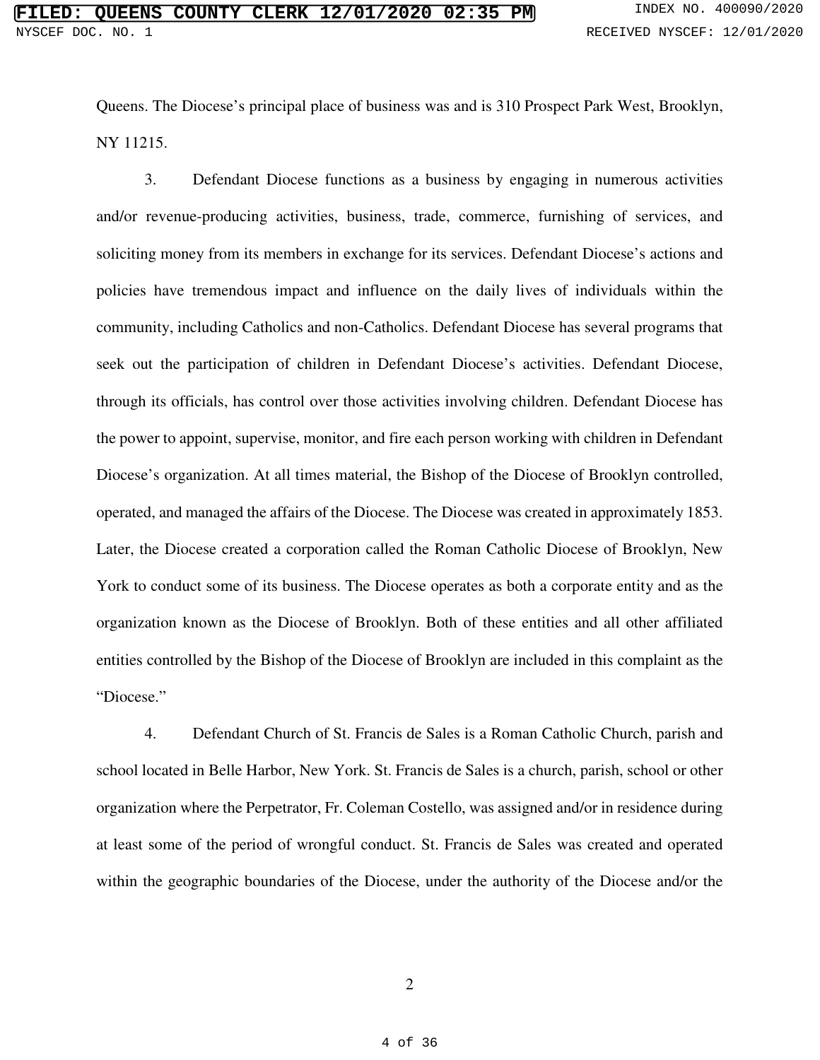Queens. The Diocese's principal place of business was and is 310 Prospect Park West, Brooklyn, NY 11215.

3. Defendant Diocese functions as a business by engaging in numerous activities and/or revenue-producing activities, business, trade, commerce, furnishing of services, and soliciting money from its members in exchange for its services. Defendant Diocese's actions and policies have tremendous impact and influence on the daily lives of individuals within the community, including Catholics and non-Catholics. Defendant Diocese has several programs that seek out the participation of children in Defendant Diocese's activities. Defendant Diocese, through its officials, has control over those activities involving children. Defendant Diocese has the power to appoint, supervise, monitor, and fire each person working with children in Defendant Diocese's organization. At all times material, the Bishop of the Diocese of Brooklyn controlled, operated, and managed the affairs of the Diocese. The Diocese was created in approximately 1853. Later, the Diocese created a corporation called the Roman Catholic Diocese of Brooklyn, New York to conduct some of its business. The Diocese operates as both a corporate entity and as the organization known as the Diocese of Brooklyn. Both of these entities and all other affiliated entities controlled by the Bishop of the Diocese of Brooklyn are included in this complaint as the "Diocese."

4. Defendant Church of St. Francis de Sales is a Roman Catholic Church, parish and school located in Belle Harbor, New York. St. Francis de Sales is a church, parish, school or other organization where the Perpetrator, Fr. Coleman Costello, was assigned and/or in residence during at least some of the period of wrongful conduct. St. Francis de Sales was created and operated within the geographic boundaries of the Diocese, under the authority of the Diocese and/or the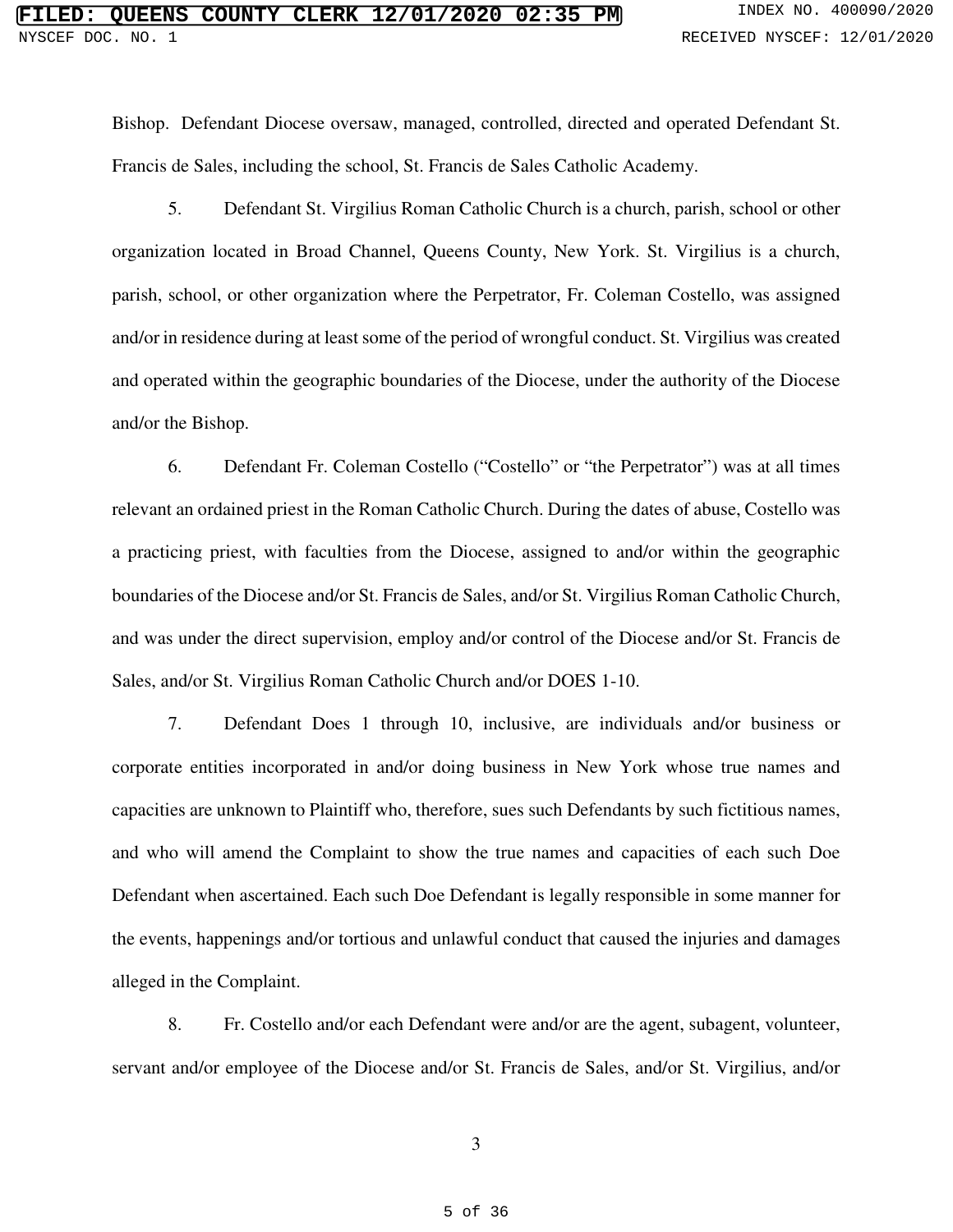Bishop. Defendant Diocese oversaw, managed, controlled, directed and operated Defendant St. Francis de Sales, including the school, St. Francis de Sales Catholic Academy.

5. Defendant St. Virgilius Roman Catholic Church is a church, parish, school or other organization located in Broad Channel, Queens County, New York. St. Virgilius is a church, parish, school, or other organization where the Perpetrator, Fr. Coleman Costello, was assigned and/or in residence during at least some of the period of wrongful conduct. St. Virgilius was created and operated within the geographic boundaries of the Diocese, under the authority of the Diocese and/or the Bishop.

6. Defendant Fr. Coleman Costello ("Costello" or "the Perpetrator") was at all times relevant an ordained priest in the Roman Catholic Church. During the dates of abuse, Costello was a practicing priest, with faculties from the Diocese, assigned to and/or within the geographic boundaries of the Diocese and/or St. Francis de Sales, and/or St. Virgilius Roman Catholic Church, and was under the direct supervision, employ and/or control of the Diocese and/or St. Francis de Sales, and/or St. Virgilius Roman Catholic Church and/or DOES 1-10.

7. Defendant Does 1 through 10, inclusive, are individuals and/or business or corporate entities incorporated in and/or doing business in New York whose true names and capacities are unknown to Plaintiff who, therefore, sues such Defendants by such fictitious names, and who will amend the Complaint to show the true names and capacities of each such Doe Defendant when ascertained. Each such Doe Defendant is legally responsible in some manner for the events, happenings and/or tortious and unlawful conduct that caused the injuries and damages alleged in the Complaint.

8. Fr. Costello and/or each Defendant were and/or are the agent, subagent, volunteer, servant and/or employee of the Diocese and/or St. Francis de Sales, and/or St. Virgilius, and/or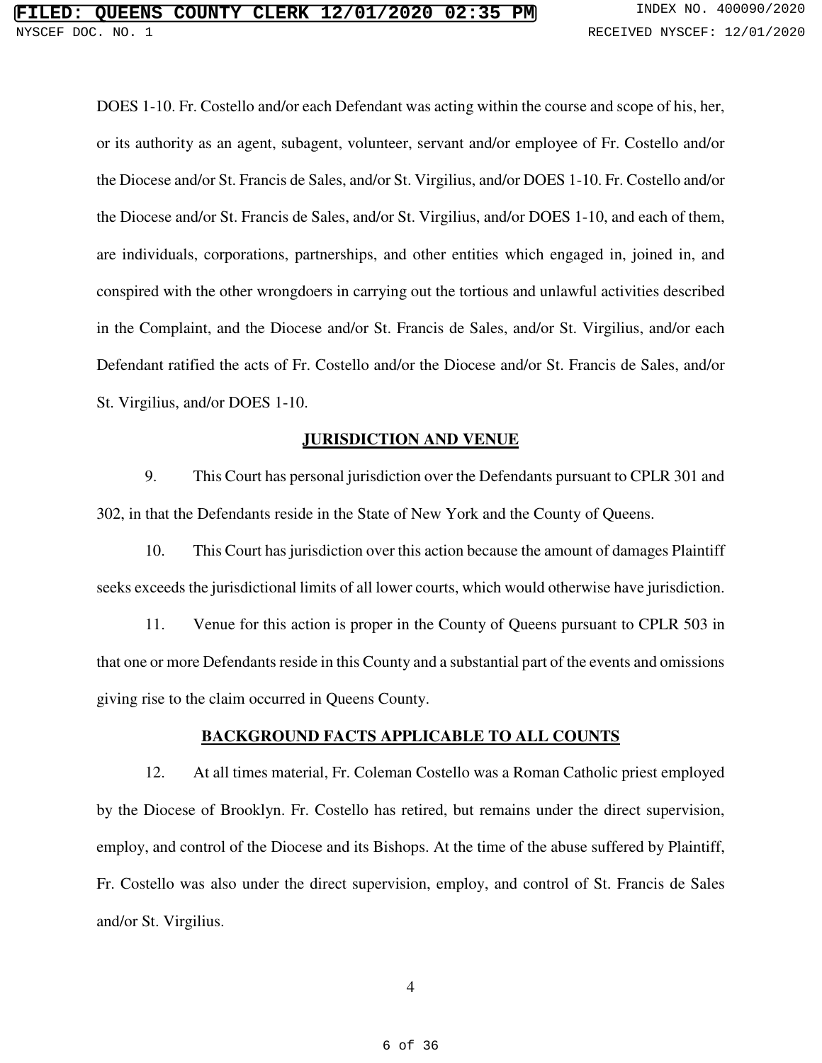DOES 1-10. Fr. Costello and/or each Defendant was acting within the course and scope of his, her, or its authority as an agent, subagent, volunteer, servant and/or employee of Fr. Costello and/or the Diocese and/or St. Francis de Sales, and/or St. Virgilius, and/or DOES 1-10. Fr. Costello and/or the Diocese and/or St. Francis de Sales, and/or St. Virgilius, and/or DOES 1-10, and each of them, are individuals, corporations, partnerships, and other entities which engaged in, joined in, and conspired with the other wrongdoers in carrying out the tortious and unlawful activities described in the Complaint, and the Diocese and/or St. Francis de Sales, and/or St. Virgilius, and/or each Defendant ratified the acts of Fr. Costello and/or the Diocese and/or St. Francis de Sales, and/or St. Virgilius, and/or DOES 1-10.

## JURISDICTION AND VENUE

9. This Court has personal jurisdiction over the Defendants pursuant to CPLR 301 and 302, in that the Defendants reside in the State of New York and the County of Queens.

10. This Court has jurisdiction over this action because the amount of damages Plaintiff seeks exceeds the jurisdictional limits of all lower courts, which would otherwise have jurisdiction.

11. Venue for this action is proper in the County of Queens pursuant to CPLR 503 in that one or more Defendants reside in this County and a substantial part of the events and omissions giving rise to the claim occurred in Queens County.

## BACKGROUND FACTS APPLICABLE TO ALL COUNTS

12. At all times material, Fr. Coleman Costello was a Roman Catholic priest employed by the Diocese of Brooklyn. Fr. Costello has retired, but remains under the direct supervision, employ, and control of the Diocese and its Bishops. At the time of the abuse suffered by Plaintiff, Fr. Costello was also under the direct supervision, employ, and control of St. Francis de Sales and/or St. Virgilius.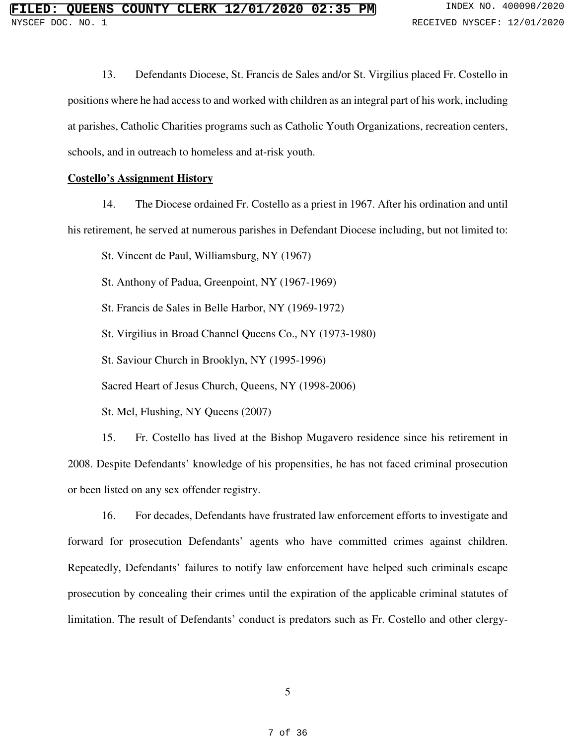13. Defendants Diocese, St. Francis de Sales and/or St. Virgilius placed Fr. Costello in positions where he had access to and worked with children as an integral part of his work, including at parishes, Catholic Charities programs such as Catholic Youth Organizations, recreation centers, schools, and in outreach to homeless and at-risk youth.

**Costello's Assignment History**

14. The Diocese ordained Fr. Costello as a priest in 1967. After his ordination and until his retirement, he served at numerous parishes in Defendant Diocese including, but not limited to:

St. Vincent de Paul, Williamsburg, NY (1967)

St. Anthony of Padua, Greenpoint, NY (1967-1969)

St. Francis de Sales in Belle Harbor, NY (1969-1972)

St. Virgilius in Broad Channel Queens Co., NY (1973-1980)

St. Saviour Church in Brooklyn, NY (1995-1996)

Sacred Heart of Jesus Church, Queens, NY (1998-2006)

St. Mel, Flushing, NY Queens (2007)

15. Fr. Costello has lived at the Bishop Mugavero residence since his retirement in 2008. Despite Defendants' knowledge of his propensities, he has not faced criminal prosecution or been listed on any sex offender registry.

16. For decades, Defendants have frustrated law enforcement efforts to investigate and forward for prosecution Defendants' agents who have committed crimes against children. Repeatedly, Defendants' failures to notify law enforcement have helped such criminals escape prosecution by concealing their crimes until the expiration of the applicable criminal statutes of limitation. The result of Defendants' conduct is predators such as Fr. Costello and other clergy-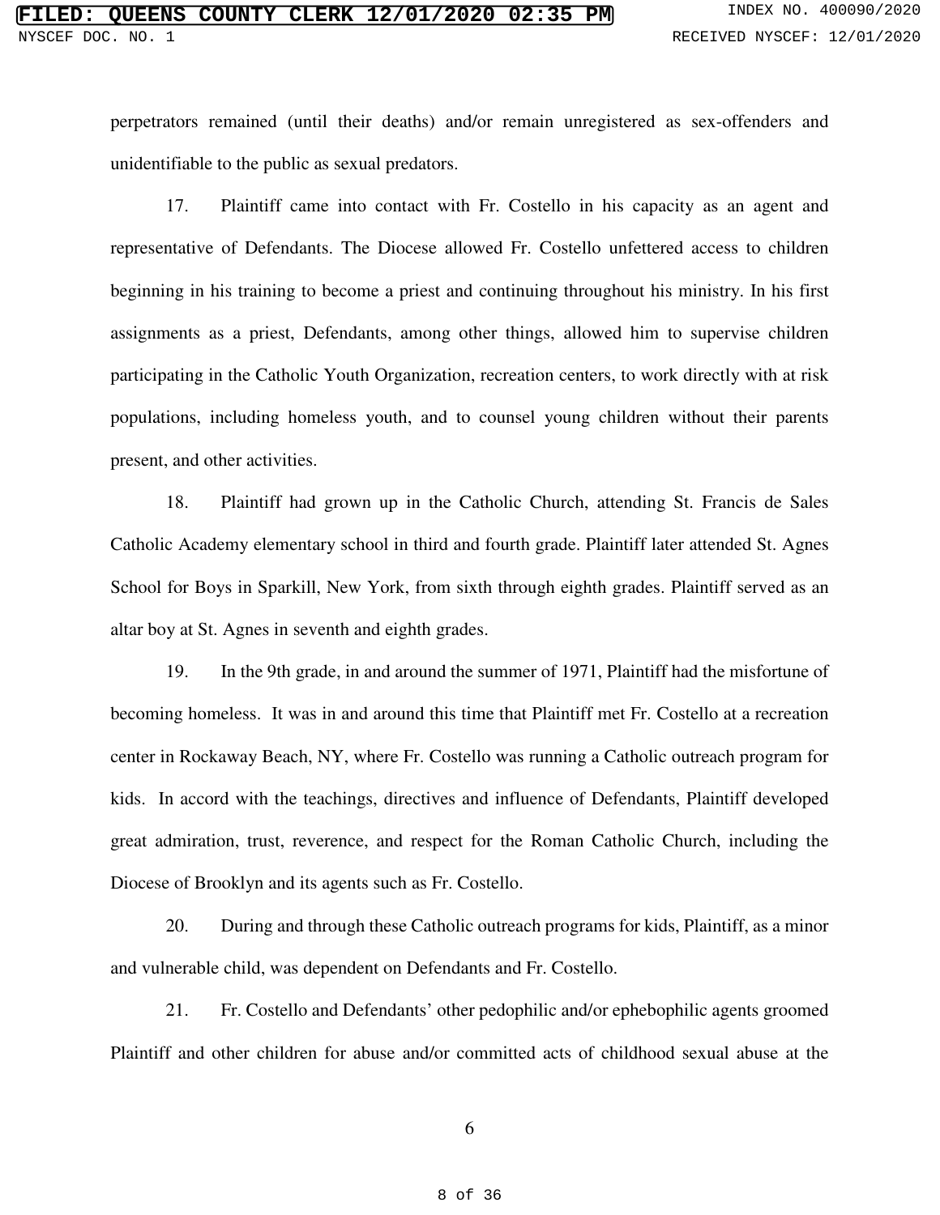perpetrators remained (until their deaths) and/or remain unregistered as sex-offenders and unidentifiable to the public as sexual predators.

17. Plaintiff came into contact with Fr. Costello in his capacity as an agent and representative of Defendants. The Diocese allowed Fr. Costello unfettered access to children beginning in his training to become a priest and continuing throughout his ministry. In his first assignments as a priest, Defendants, among other things, allowed him to supervise children participating in the Catholic Youth Organization, recreation centers, to work directly with at risk populations, including homeless youth, and to counsel young children without their parents present, and other activities.

18. Plaintiff had grown up in the Catholic Church, attending St. Francis de Sales Catholic Academy elementary school in third and fourth grade. Plaintiff later attended St. Agnes School for Boys in Sparkill, New York, from sixth through eighth grades. Plaintiff served as an altar boy at St. Agnes in seventh and eighth grades.

19. In the 9th grade, in and around the summer of 1971, Plaintiff had the misfortune of becoming homeless. It was in and around this time that Plaintiff met Fr. Costello at a recreation center in Rockaway Beach, NY, where Fr. Costello was running a Catholic outreach program for kids. In accord with the teachings, directives and influence of Defendants, Plaintiff developed great admiration, trust, reverence, and respect for the Roman Catholic Church, including the Diocese of Brooklyn and its agents such as Fr. Costello.

20. During and through these Catholic outreach programs for kids, Plaintiff, as a minor and vulnerable child, was dependent on Defendants and Fr. Costello.

21. Fr. Costello and Defendants' other pedophilic and/or ephebophilic agents groomed Plaintiff and other children for abuse and/or committed acts of childhood sexual abuse at the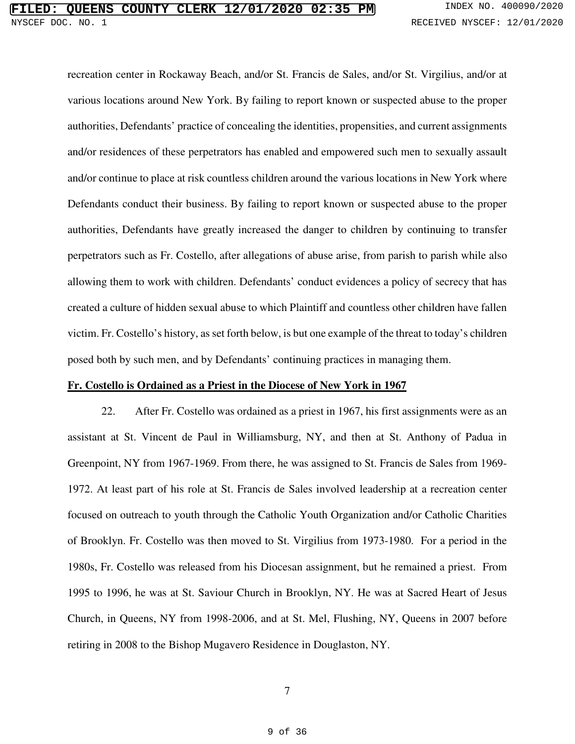recreation center in Rockaway Beach, and/or St. Francis de Sales, and/or St. Virgilius, and/or at various locations around New York. By failing to report known or suspected abuse to the proper authorities, Defendants' practice of concealing the identities, propensities, and current assignments and/or residences of these perpetrators has enabled and empowered such men to sexually assault and/or continue to place at risk countless children around the various locations in New York where Defendants conduct their business. By failing to report known or suspected abuse to the proper authorities, Defendants have greatly increased the danger to children by continuing to transfer perpetrators such as Fr. Costello, after allegations of abuse arise, from parish to parish while also allowing them to work with children. Defendants' conduct evidences a policy of secrecy that has created a culture of hidden sexual abuse to which Plaintiff and countless other children have fallen victim. Fr. Costello's history, as set forth below, is but one example of the threat to today's children posed both by such men, and by Defendants' continuing practices in managing them.

**Fr. Costello is Ordained as a Priest in the Diocese of New York in 1967**

22. After Fr. Costello was ordained as a priest in 1967, his first assignments were as an assistant at St. Vincent de Paul in Williamsburg, NY, and then at St. Anthony of Padua in Greenpoint, NY from 1967-1969. From there, he was assigned to St. Francis de Sales from 1969-1972. At least part of his role at St. Francis de Sales involved leadership at a recreation center focused on outreach to youth through the Catholic Youth Organization and/or Catholic Charities of Brooklyn. Fr. Costello was then moved to St. Virgilius from 1973-1980. For a period in the 1980s, Fr. Costello was released from his Diocesan assignment, but he remained a priest. From 1995 to 1996, he was at St. Saviour Church in Brooklyn, NY. He was at Sacred Heart of Jesus Church, in Queens, NY from 1998-2006, and at St. Mel, Flushing, NY, Queens in 2007 before retiring in 2008 to the Bishop Mugavero Residence in Douglaston, NY.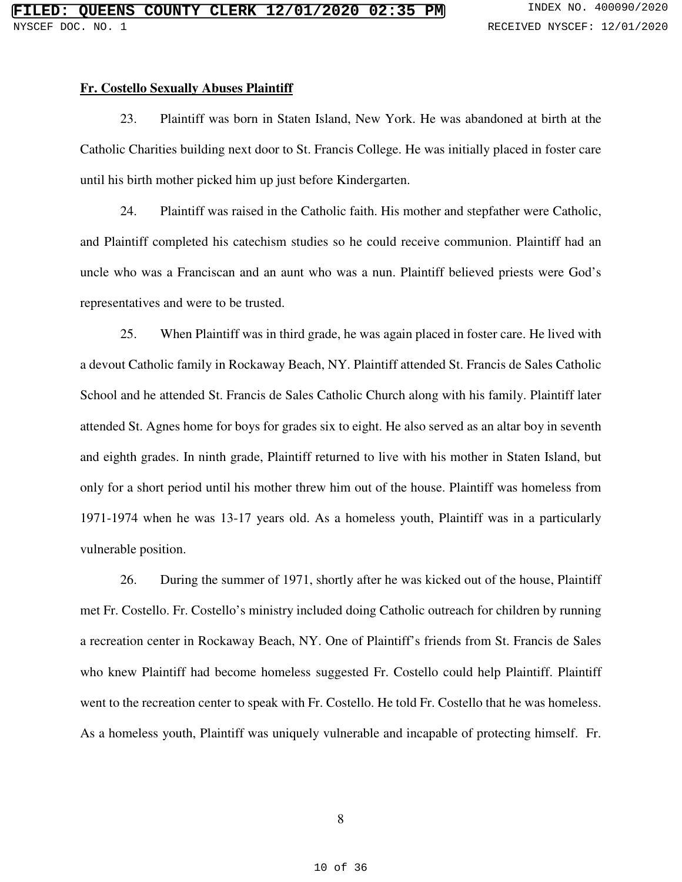**Fr. Costello Sexually Abuses Plaintiff**

23. Plaintiff was born in Staten Island, New York. He was abandoned at birth at the Catholic Charities building next door to St. Francis College. He was initially placed in foster care until his birth mother picked him up just before Kindergarten.

24. Plaintiff was raised in the Catholic faith. His mother and stepfather were Catholic, and Plaintiff completed his catechism studies so he could receive communion. Plaintiff had an uncle who was a Franciscan and an aunt who was a nun. Plaintiff believed priests were God's representatives and were to be trusted.

25. When Plaintiff was in third grade, he was again placed in foster care. He lived with a devout Catholic family in Rockaway Beach, NY. Plaintiff attended St. Francis de Sales Catholic School and he attended St. Francis de Sales Catholic Church along with his family. Plaintiff later attended St. Agnes home for boys for grades six to eight. He also served as an altar boy in seventh and eighth grades. In ninth grade, Plaintiff returned to live with his mother in Staten Island, but only for a short period until his mother threw him out of the house. Plaintiff was homeless from 1971-1974 when he was 13-17 years old. As a homeless youth, Plaintiff was in a particularly vulnerable position.

26. During the summer of 1971, shortly after he was kicked out of the house, Plaintiff met Fr. Costello. Fr. Costello's ministry included doing Catholic outreach for children by running a recreation center in Rockaway Beach, NY. One of Plaintiff's friends from St. Francis de Sales who knew Plaintiff had become homeless suggested Fr. Costello could help Plaintiff. Plaintiff went to the recreation center to speak with Fr. Costello. He told Fr. Costello that he was homeless. As a homeless youth, Plaintiff was uniquely vulnerable and incapable of protecting himself. Fr.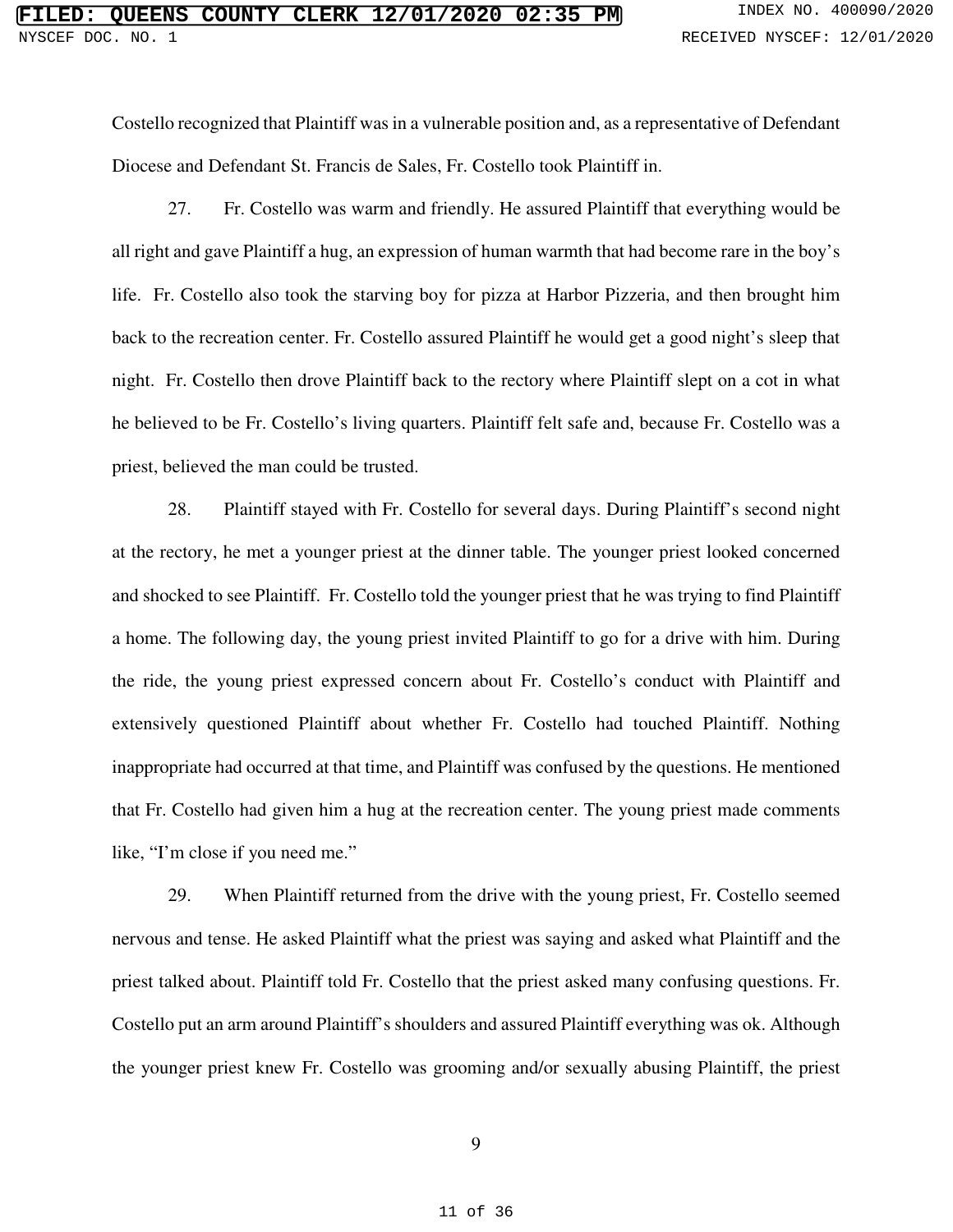Costello recognized that Plaintiff was in a vulnerable position and, as a representative of Defendant Diocese and Defendant St. Francis de Sales, Fr. Costello took Plaintiff in.

27. Fr. Costello was warm and friendly. He assured Plaintiff that everything would be all right and gave Plaintiff a hug, an expression of human warmth that had become rare in the boy's life. Fr. Costello also took the starving boy for pizza at Harbor Pizzeria, and then brought him back to the recreation center. Fr. Costello assured Plaintiff he would get a good night's sleep that night. Fr. Costello then drove Plaintiff back to the rectory where Plaintiff slept on a cot in what he believed to be Fr. Costello's living quarters. Plaintiff felt safe and, because Fr. Costello was a priest, believed the man could be trusted.

28. Plaintiff stayed with Fr. Costello for several days. During Plaintiff's second night at the rectory, he met a younger priest at the dinner table. The younger priest looked concerned and shocked to see Plaintiff. Fr. Costello told the younger priest that he was trying to find Plaintiff a home. The following day, the young priest invited Plaintiff to go for a drive with him. During the ride, the young priest expressed concern about Fr. Costello's conduct with Plaintiff and extensively questioned Plaintiff about whether Fr. Costello had touched Plaintiff. Nothing inappropriate had occurred at that time, and Plaintiff was confused by the questions. He mentioned that Fr. Costello had given him a hug at the recreation center. The young priest made comments like, "I'm close if you need me."

29. When Plaintiff returned from the drive with the young priest, Fr. Costello seemed nervous and tense. He asked Plaintiff what the priest was saying and asked what Plaintiff and the priest talked about. Plaintiff told Fr. Costello that the priest asked many confusing questions. Fr. Costello put an arm around Plaintiff's shoulders and assured Plaintiff everything was ok. Although the younger priest knew Fr. Costello was grooming and/or sexually abusing Plaintiff, the priest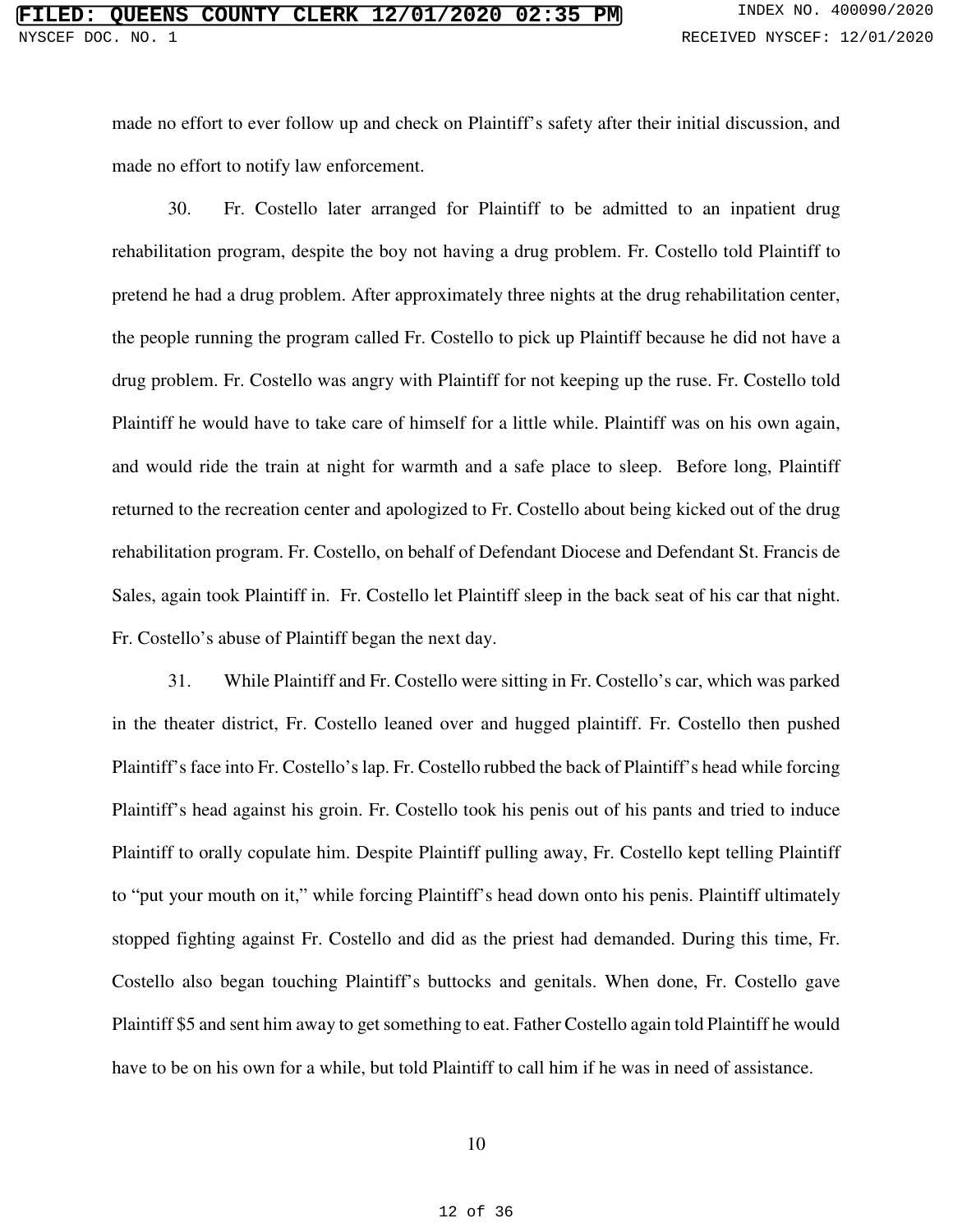made no effort to ever follow up and check on Plaintiff's safety after their initial discussion, and made no effort to notify law enforcement.

30. Fr. Costello later arranged for Plaintiff to be admitted to an inpatient drug rehabilitation program, despite the boy not having a drug problem. Fr. Costello told Plaintiff to pretend he had a drug problem. After approximately three nights at the drug rehabilitation center, the people running the program called Fr. Costello to pick up Plaintiff because he did not have a drug problem. Fr. Costello was angry with Plaintiff for not keeping up the ruse. Fr. Costello told Plaintiff he would have to take care of himself for a little while. Plaintiff was on his own again, and would ride the train at night for warmth and a safe place to sleep. Before long, Plaintiff returned to the recreation center and apologized to Fr. Costello about being kicked out of the drug rehabilitation program. Fr. Costello, on behalf of Defendant Diocese and Defendant St. Francis de Sales, again took Plaintiff in. Fr. Costello let Plaintiff sleep in the back seat of his car that night. Fr. Costello's abuse of Plaintiff began the next day.

31. While Plaintiff and Fr. Costello were sitting in Fr. Costello's car, which was parked in the theater district, Fr. Costello leaned over and hugged plaintiff. Fr. Costello then pushed Plaintiff's face into Fr. Costello's lap. Fr. Costello rubbed the back of Plaintiff's head while forcing Plaintiff's head against his groin. Fr. Costello took his penis out of his pants and tried to induce Plaintiff to orally copulate him. Despite Plaintiff pulling away, Fr. Costello kept telling Plaintiff to "put your mouth on it," while forcing Plaintiff's head down onto his penis. Plaintiff ultimately stopped fighting against Fr. Costello and did as the priest had demanded. During this time, Fr. Costello also began touching Plaintiff's buttocks and genitals. When done, Fr. Costello gave Plaintiff $5 and sent him away to get something to eat. Father Costello again told Plaintiff he would have to be on his own for a while, but told Plaintiff to call him if he was in need of assistance.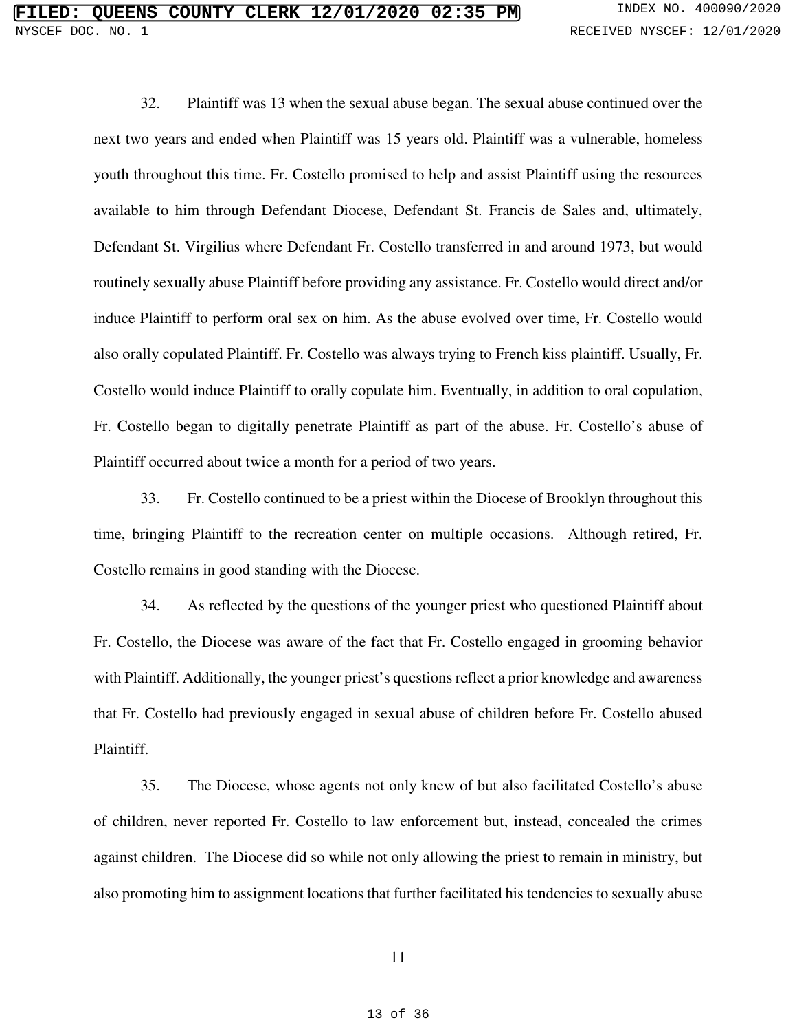32. Plaintiff was 13 when the sexual abuse began. The sexual abuse continued over the next two years and ended when Plaintiff was 15 years old. Plaintiff was a vulnerable, homeless youth throughout this time. Fr. Costello promised to help and assist Plaintiff using the resources available to him through Defendant Diocese, Defendant St. Francis de Sales and, ultimately, Defendant St. Virgilius where Defendant Fr. Costello transferred in and around 1973, but would routinely sexually abuse Plaintiff before providing any assistance. Fr. Costello would direct and/or induce Plaintiff to perform oral sex on him. As the abuse evolved over time, Fr. Costello would also orally copulated Plaintiff. Fr. Costello was always trying to French kiss plaintiff. Usually, Fr. Costello would induce Plaintiff to orally copulate him. Eventually, in addition to oral copulation, Fr. Costello began to digitally penetrate Plaintiff as part of the abuse. Fr. Costello's abuse of Plaintiff occurred about twice a month for a period of two years.

33. Fr. Costello continued to be a priest within the Diocese of Brooklyn throughout this time, bringing Plaintiff to the recreation center on multiple occasions. Although retired, Fr. Costello remains in good standing with the Diocese.

34. As reflected by the questions of the younger priest who questioned Plaintiff about Fr. Costello, the Diocese was aware of the fact that Fr. Costello engaged in grooming behavior with Plaintiff. Additionally, the younger priest's questions reflect a prior knowledge and awareness that Fr. Costello had previously engaged in sexual abuse of children before Fr. Costello abused Plaintiff.

35. The Diocese, whose agents not only knew of but also facilitated Costello's abuse of children, never reported Fr. Costello to law enforcement but, instead, concealed the crimes against children. The Diocese did so while not only allowing the priest to remain in ministry, but also promoting him to assignment locations that further facilitated his tendencies to sexually abuse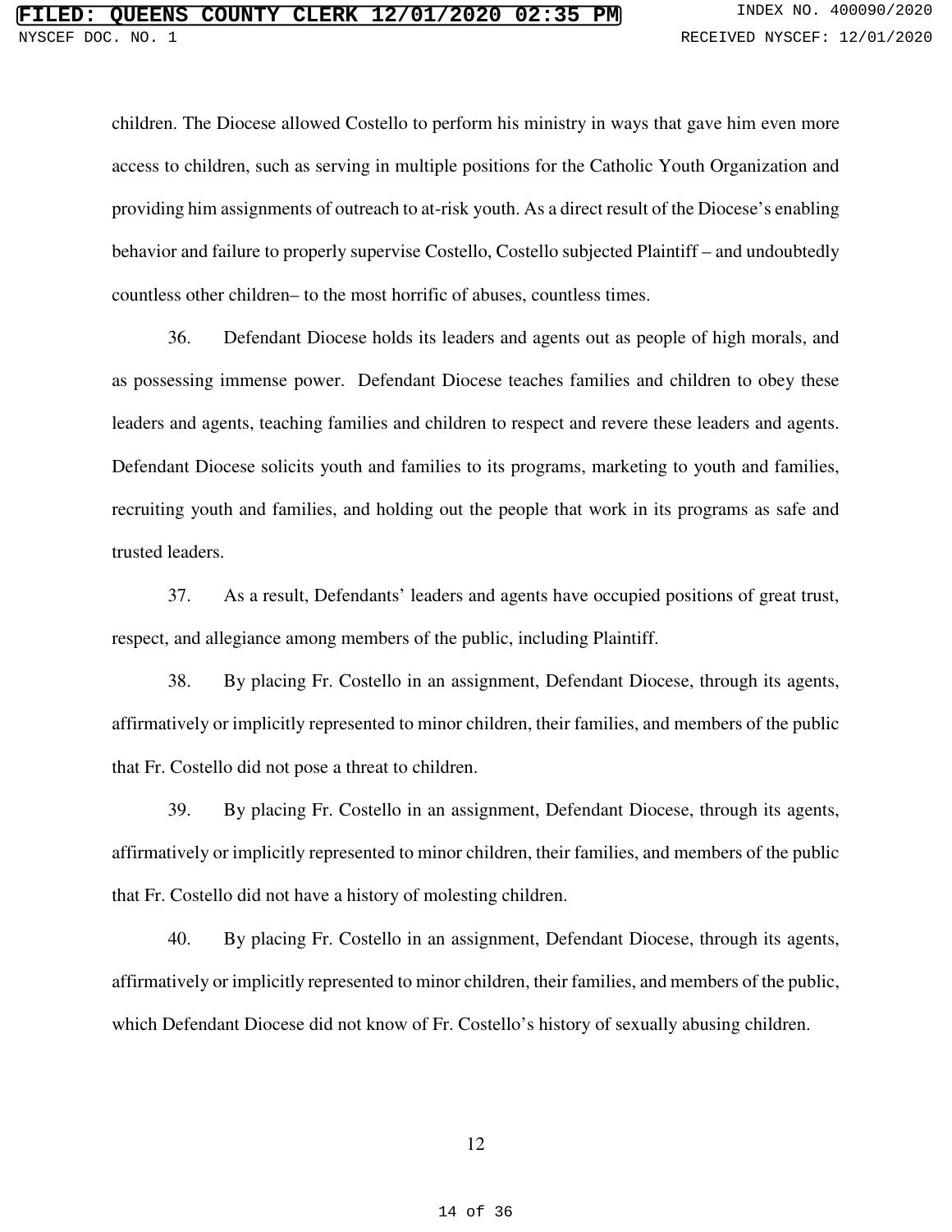children. The Diocese allowed Costello to perform his ministry in ways that gave him even more access to children, such as serving in multiple positions for the Catholic Youth Organization and providing him assignments of outreach to at-risk youth. As a direct result of the Diocese's enabling behavior and failure to properly supervise Costello, Costello subjected Plaintiff – and undoubtedly countless other children– to the most horrific of abuses, countless times.

36. Defendant Diocese holds its leaders and agents out as people of high morals, and as possessing immense power. Defendant Diocese teaches families and children to obey these leaders and agents, teaching families and children to respect and revere these leaders and agents. Defendant Diocese solicits youth and families to its programs, marketing to youth and families, recruiting youth and families, and holding out the people that work in its programs as safe and trusted leaders.

37. As a result, Defendants' leaders and agents have occupied positions of great trust, respect, and allegiance among members of the public, including Plaintiff.

38. By placing Fr. Costello in an assignment, Defendant Diocese, through its agents, affirmatively or implicitly represented to minor children, their families, and members of the public that Fr. Costello did not pose a threat to children.

39. By placing Fr. Costello in an assignment, Defendant Diocese, through its agents, affirmatively or implicitly represented to minor children, their families, and members of the public that Fr. Costello did not have a history of molesting children.

40. By placing Fr. Costello in an assignment, Defendant Diocese, through its agents, affirmatively or implicitly represented to minor children, their families, and members of the public, which Defendant Diocese did not know of Fr. Costello's history of sexually abusing children.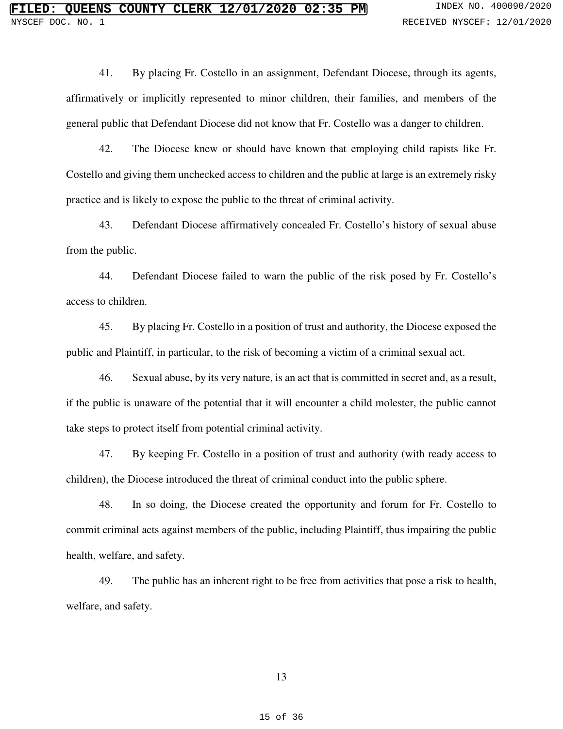41. By placing Fr. Costello in an assignment, Defendant Diocese, through its agents, affirmatively or implicitly represented to minor children, their families, and members of the general public that Defendant Diocese did not know that Fr. Costello was a danger to children.

42. The Diocese knew or should have known that employing child rapists like Fr. Costello and giving them unchecked access to children and the public at large is an extremely risky practice and is likely to expose the public to the threat of criminal activity.

43. Defendant Diocese affirmatively concealed Fr. Costello's history of sexual abuse from the public.

44. Defendant Diocese failed to warn the public of the risk posed by Fr. Costello's access to children.

45. By placing Fr. Costello in a position of trust and authority, the Diocese exposed the public and Plaintiff, in particular, to the risk of becoming a victim of a criminal sexual act.

46. Sexual abuse, by its very nature, is an act that is committed in secret and, as a result, if the public is unaware of the potential that it will encounter a child molester, the public cannot take steps to protect itself from potential criminal activity.

47. By keeping Fr. Costello in a position of trust and authority (with ready access to children), the Diocese introduced the threat of criminal conduct into the public sphere.

48. In so doing, the Diocese created the opportunity and forum for Fr. Costello to commit criminal acts against members of the public, including Plaintiff, thus impairing the public health, welfare, and safety.

49. The public has an inherent right to be free from activities that pose a risk to health, welfare, and safety.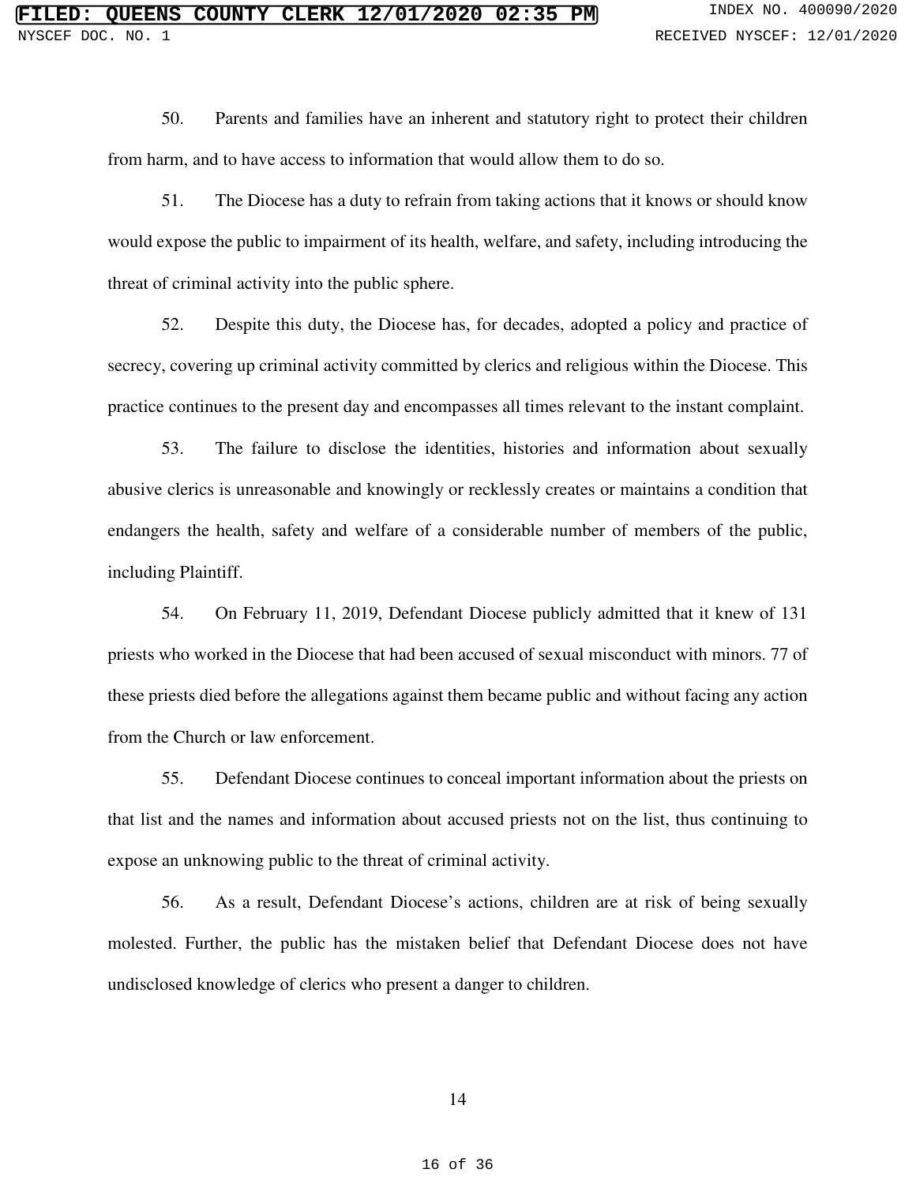50. Parents and families have an inherent and statutory right to protect their children from harm, and to have access to information that would allow them to do so.

51. The Diocese has a duty to refrain from taking actions that it knows or should know would expose the public to impairment of its health, welfare, and safety, including introducing the threat of criminal activity into the public sphere.

52. Despite this duty, the Diocese has, for decades, adopted a policy and practice of secrecy, covering up criminal activity committed by clerics and religious within the Diocese. This practice continues to the present day and encompasses all times relevant to the instant complaint.

53. The failure to disclose the identities, histories and information about sexually abusive clerics is unreasonable and knowingly or recklessly creates or maintains a condition that endangers the health, safety and welfare of a considerable number of members of the public, including Plaintiff.

54. On February 11, 2019, Defendant Diocese publicly admitted that it knew of 131 priests who worked in the Diocese that had been accused of sexual misconduct with minors. 77 of these priests died before the allegations against them became public and without facing any action from the Church or law enforcement.

55. Defendant Diocese continues to conceal important information about the priests on that list and the names and information about accused priests not on the list, thus continuing to expose an unknowing public to the threat of criminal activity.

56. As a result, Defendant Diocese's actions, children are at risk of being sexually molested. Further, the public has the mistaken belief that Defendant Diocese does not have undisclosed knowledge of clerics who present a danger to children.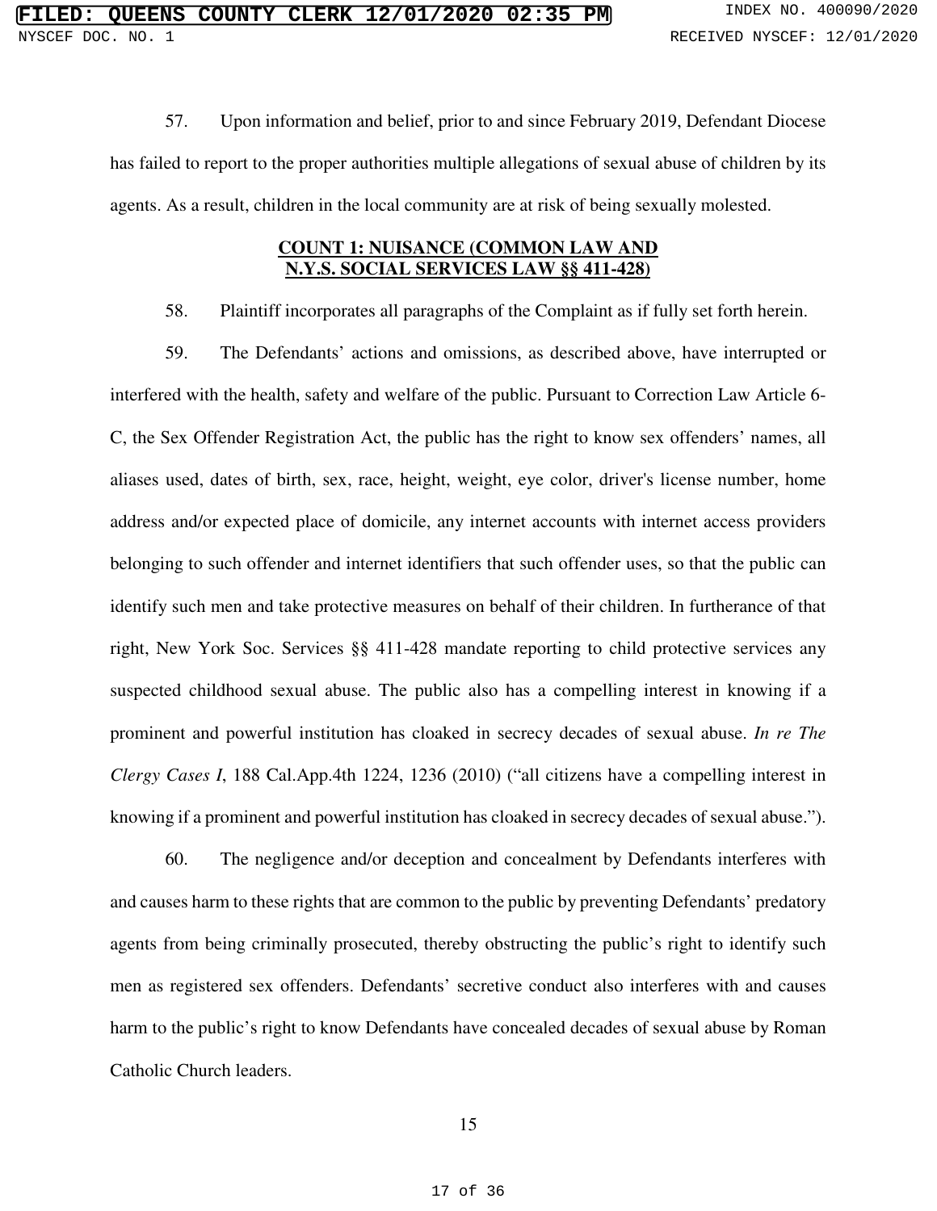57. Upon information and belief, prior to and since February 2019, Defendant Diocese has failed to report to the proper authorities multiple allegations of sexual abuse of children by its agents. As a result, children in the local community are at risk of being sexually molested.

## COUNT 1: NUISANCE (COMMON LAW AND N.Y.S. SOCIAL SERVICES LAW §§ 411-428)

58. Plaintiff incorporates all paragraphs of the Complaint as if fully set forth herein.

59. The Defendants' actions and omissions, as described above, have interrupted or interfered with the health, safety and welfare of the public. Pursuant to Correction Law Article 6-C, the Sex Offender Registration Act, the public has the right to know sex offenders' names, all aliases used, dates of birth, sex, race, height, weight, eye color, driver's license number, home address and/or expected place of domicile, any internet accounts with internet access providers belonging to such offender and internet identifiers that such offender uses, so that the public can identify such men and take protective measures on behalf of their children. In furtherance of that right, New York Soc. Services §§ 411-428 mandate reporting to child protective services any suspected childhood sexual abuse. The public also has a compelling interest in knowing if a prominent and powerful institution has cloaked in secrecy decades of sexual abuse. *In re The Clergy Cases I*, 188 Cal.App.4th 1224, 1236 (2010) ("all citizens have a compelling interest in knowing if a prominent and powerful institution has cloaked in secrecy decades of sexual abuse.").

60. The negligence and/or deception and concealment by Defendants interferes with and causes harm to these rights that are common to the public by preventing Defendants' predatory agents from being criminally prosecuted, thereby obstructing the public's right to identify such men as registered sex offenders. Defendants' secretive conduct also interferes with and causes harm to the public's right to know Defendants have concealed decades of sexual abuse by Roman Catholic Church leaders.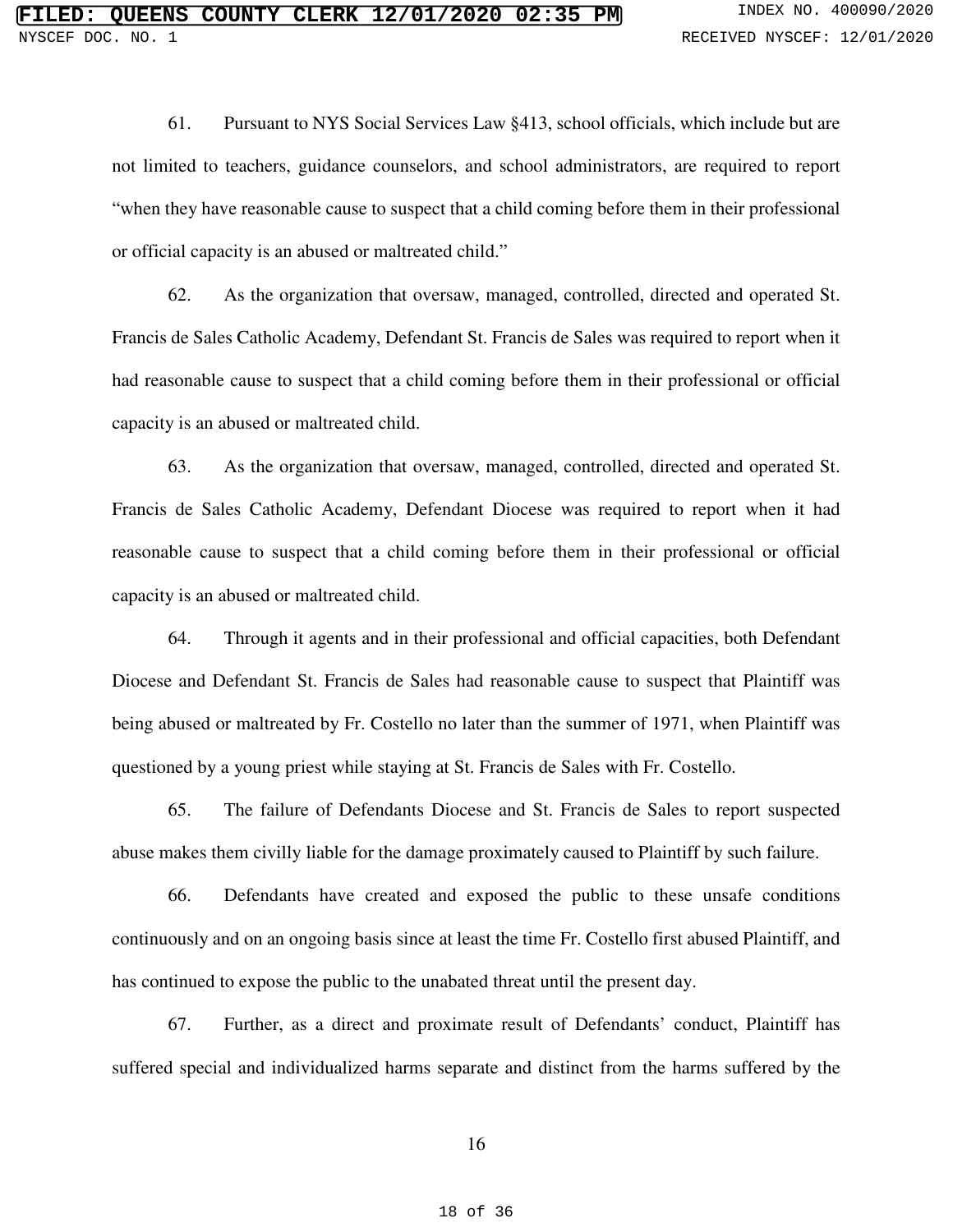61. Pursuant to NYS Social Services Law §413, school officials, which include but are not limited to teachers, guidance counselors, and school administrators, are required to report "when they have reasonable cause to suspect that a child coming before them in their professional or official capacity is an abused or maltreated child."

62. As the organization that oversaw, managed, controlled, directed and operated St. Francis de Sales Catholic Academy, Defendant St. Francis de Sales was required to report when it had reasonable cause to suspect that a child coming before them in their professional or official capacity is an abused or maltreated child.

63. As the organization that oversaw, managed, controlled, directed and operated St. Francis de Sales Catholic Academy, Defendant Diocese was required to report when it had reasonable cause to suspect that a child coming before them in their professional or official capacity is an abused or maltreated child.

64. Through it agents and in their professional and official capacities, both Defendant Diocese and Defendant St. Francis de Sales had reasonable cause to suspect that Plaintiff was being abused or maltreated by Fr. Costello no later than the summer of 1971, when Plaintiff was questioned by a young priest while staying at St. Francis de Sales with Fr. Costello.

65. The failure of Defendants Diocese and St. Francis de Sales to report suspected abuse makes them civilly liable for the damage proximately caused to Plaintiff by such failure.

66. Defendants have created and exposed the public to these unsafe conditions continuously and on an ongoing basis since at least the time Fr. Costello first abused Plaintiff, and has continued to expose the public to the unabated threat until the present day.

67. Further, as a direct and proximate result of Defendants' conduct, Plaintiff has suffered special and individualized harms separate and distinct from the harms suffered by the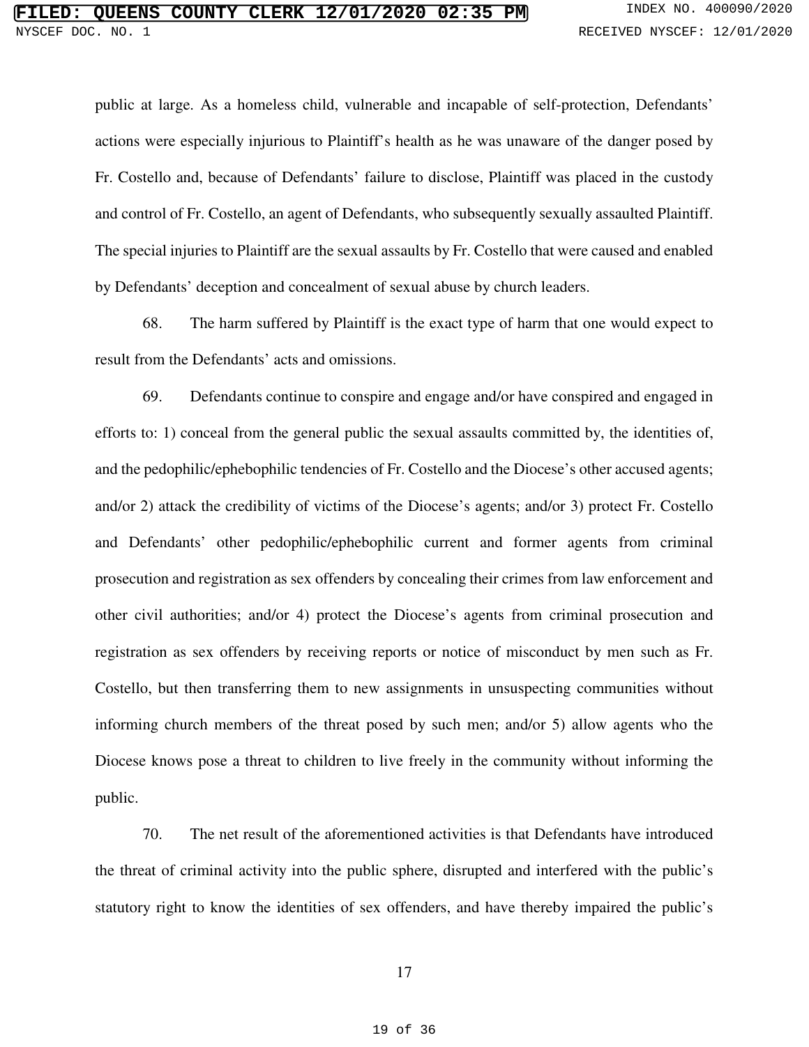public at large. As a homeless child, vulnerable and incapable of self-protection, Defendants' actions were especially injurious to Plaintiff's health as he was unaware of the danger posed by Fr. Costello and, because of Defendants' failure to disclose, Plaintiff was placed in the custody and control of Fr. Costello, an agent of Defendants, who subsequently sexually assaulted Plaintiff. The special injuries to Plaintiff are the sexual assaults by Fr. Costello that were caused and enabled by Defendants' deception and concealment of sexual abuse by church leaders.

68. The harm suffered by Plaintiff is the exact type of harm that one would expect to result from the Defendants' acts and omissions.

69. Defendants continue to conspire and engage and/or have conspired and engaged in efforts to: 1) conceal from the general public the sexual assaults committed by, the identities of, and the pedophilic/ephebophilic tendencies of Fr. Costello and the Diocese's other accused agents; and/or 2) attack the credibility of victims of the Diocese's agents; and/or 3) protect Fr. Costello and Defendants' other pedophilic/ephebophilic current and former agents from criminal prosecution and registration as sex offenders by concealing their crimes from law enforcement and other civil authorities; and/or 4) protect the Diocese's agents from criminal prosecution and registration as sex offenders by receiving reports or notice of misconduct by men such as Fr. Costello, but then transferring them to new assignments in unsuspecting communities without informing church members of the threat posed by such men; and/or 5) allow agents who the Diocese knows pose a threat to children to live freely in the community without informing the public.

70. The net result of the aforementioned activities is that Defendants have introduced the threat of criminal activity into the public sphere, disrupted and interfered with the public's statutory right to know the identities of sex offenders, and have thereby impaired the public's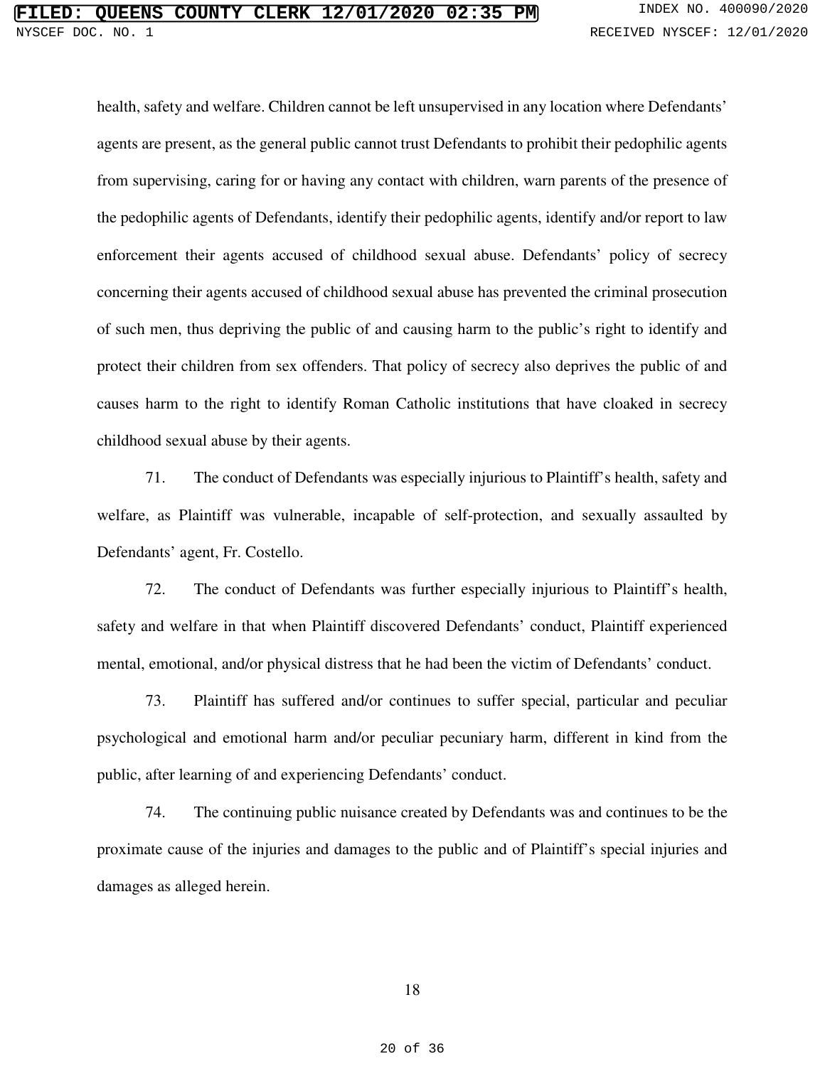health, safety and welfare. Children cannot be left unsupervised in any location where Defendants' agents are present, as the general public cannot trust Defendants to prohibit their pedophilic agents from supervising, caring for or having any contact with children, warn parents of the presence of the pedophilic agents of Defendants, identify their pedophilic agents, identify and/or report to law enforcement their agents accused of childhood sexual abuse. Defendants' policy of secrecy concerning their agents accused of childhood sexual abuse has prevented the criminal prosecution of such men, thus depriving the public of and causing harm to the public's right to identify and protect their children from sex offenders. That policy of secrecy also deprives the public of and causes harm to the right to identify Roman Catholic institutions that have cloaked in secrecy childhood sexual abuse by their agents.

71. The conduct of Defendants was especially injurious to Plaintiff's health, safety and welfare, as Plaintiff was vulnerable, incapable of self-protection, and sexually assaulted by Defendants' agent, Fr. Costello.

72. The conduct of Defendants was further especially injurious to Plaintiff's health, safety and welfare in that when Plaintiff discovered Defendants' conduct, Plaintiff experienced mental, emotional, and/or physical distress that he had been the victim of Defendants' conduct.

73. Plaintiff has suffered and/or continues to suffer special, particular and peculiar psychological and emotional harm and/or peculiar pecuniary harm, different in kind from the public, after learning of and experiencing Defendants' conduct.

74. The continuing public nuisance created by Defendants was and continues to be the proximate cause of the injuries and damages to the public and of Plaintiff's special injuries and damages as alleged herein.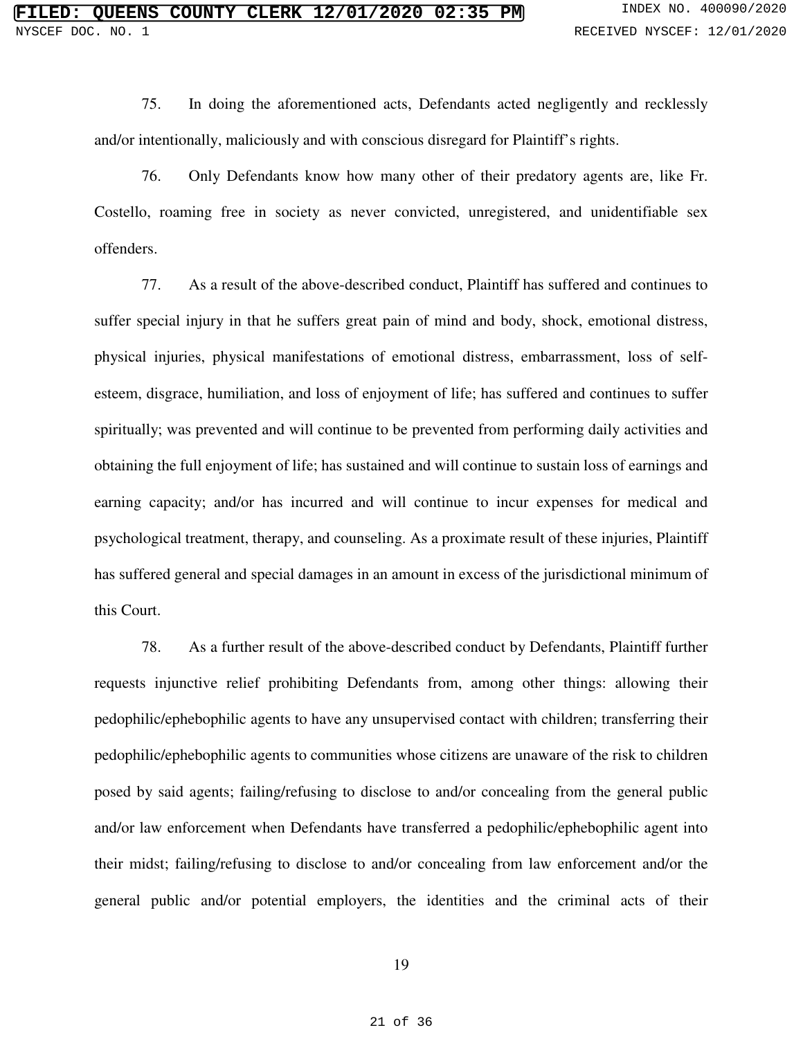75. In doing the aforementioned acts, Defendants acted negligently and recklessly and/or intentionally, maliciously and with conscious disregard for Plaintiff's rights.

76. Only Defendants know how many other of their predatory agents are, like Fr. Costello, roaming free in society as never convicted, unregistered, and unidentifiable sex offenders.

77. As a result of the above-described conduct, Plaintiff has suffered and continues to suffer special injury in that he suffers great pain of mind and body, shock, emotional distress, physical injuries, physical manifestations of emotional distress, embarrassment, loss of self-esteem, disgrace, humiliation, and loss of enjoyment of life; has suffered and continues to suffer spiritually; was prevented and will continue to be prevented from performing daily activities and obtaining the full enjoyment of life; has sustained and will continue to sustain loss of earnings and earning capacity; and/or has incurred and will continue to incur expenses for medical and psychological treatment, therapy, and counseling. As a proximate result of these injuries, Plaintiff has suffered general and special damages in an amount in excess of the jurisdictional minimum of this Court.

78. As a further result of the above-described conduct by Defendants, Plaintiff further requests injunctive relief prohibiting Defendants from, among other things: allowing their pedophilic/ephebophilic agents to have any unsupervised contact with children; transferring their pedophilic/ephebophilic agents to communities whose citizens are unaware of the risk to children posed by said agents; failing/refusing to disclose to and/or concealing from the general public and/or law enforcement when Defendants have transferred a pedophilic/ephebophilic agent into their midst; failing/refusing to disclose to and/or concealing from law enforcement and/or the general public and/or potential employers, the identities and the criminal acts of their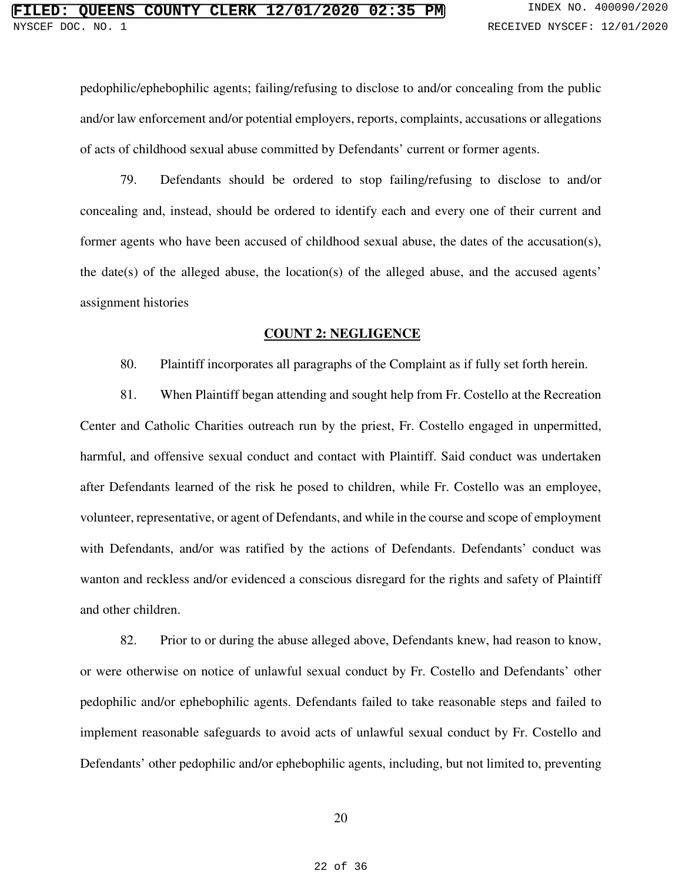pedophilic/ephebophilic agents; failing/refusing to disclose to and/or concealing from the public and/or law enforcement and/or potential employers, reports, complaints, accusations or allegations of acts of childhood sexual abuse committed by Defendants' current or former agents.

79. Defendants should be ordered to stop failing/refusing to disclose to and/or concealing and, instead, should be ordered to identify each and every one of their current and former agents who have been accused of childhood sexual abuse, the dates of the accusation(s), the date(s) of the alleged abuse, the location(s) of the alleged abuse, and the accused agents' assignment histories

## COUNT 2: NEGLIGENCE

80. Plaintiff incorporates all paragraphs of the Complaint as if fully set forth herein.

81. When Plaintiff began attending and sought help from Fr. Costello at the Recreation Center and Catholic Charities outreach run by the priest, Fr. Costello engaged in unpermitted, harmful, and offensive sexual conduct and contact with Plaintiff. Said conduct was undertaken after Defendants learned of the risk he posed to children, while Fr. Costello was an employee, volunteer, representative, or agent of Defendants, and while in the course and scope of employment with Defendants, and/or was ratified by the actions of Defendants. Defendants' conduct was wanton and reckless and/or evidenced a conscious disregard for the rights and safety of Plaintiff and other children.

82. Prior to or during the abuse alleged above, Defendants knew, had reason to know, or were otherwise on notice of unlawful sexual conduct by Fr. Costello and Defendants' other pedophilic and/or ephebophilic agents. Defendants failed to take reasonable steps and failed to implement reasonable safeguards to avoid acts of unlawful sexual conduct by Fr. Costello and Defendants' other pedophilic and/or ephebophilic agents, including, but not limited to, preventing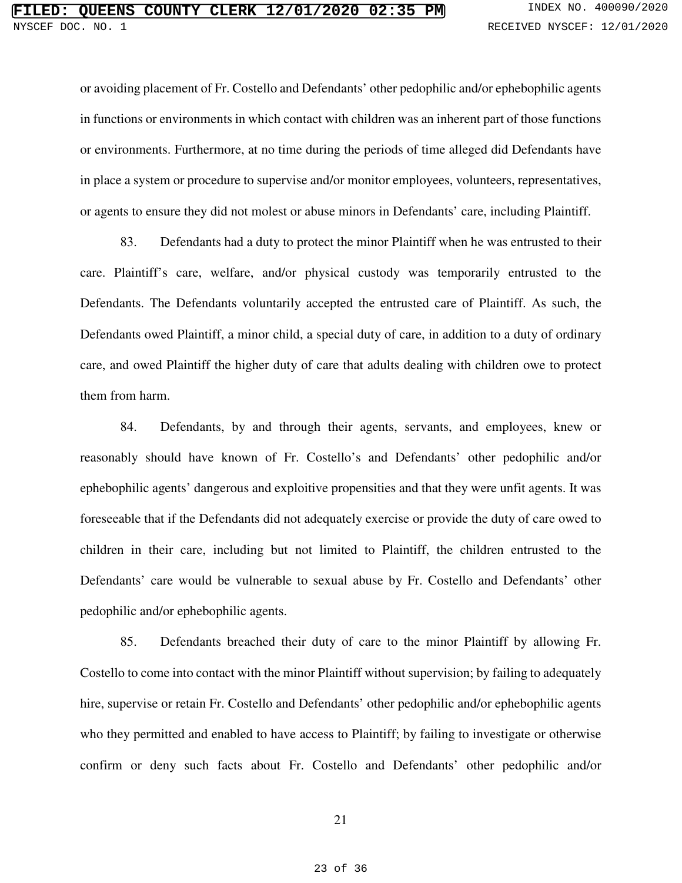or avoiding placement of Fr. Costello and Defendants' other pedophilic and/or ephebophilic agents in functions or environments in which contact with children was an inherent part of those functions or environments. Furthermore, at no time during the periods of time alleged did Defendants have in place a system or procedure to supervise and/or monitor employees, volunteers, representatives, or agents to ensure they did not molest or abuse minors in Defendants' care, including Plaintiff.

83. Defendants had a duty to protect the minor Plaintiff when he was entrusted to their care. Plaintiff's care, welfare, and/or physical custody was temporarily entrusted to the Defendants. The Defendants voluntarily accepted the entrusted care of Plaintiff. As such, the Defendants owed Plaintiff, a minor child, a special duty of care, in addition to a duty of ordinary care, and owed Plaintiff the higher duty of care that adults dealing with children owe to protect them from harm.

84. Defendants, by and through their agents, servants, and employees, knew or reasonably should have known of Fr. Costello's and Defendants' other pedophilic and/or ephebophilic agents' dangerous and exploitive propensities and that they were unfit agents. It was foreseeable that if the Defendants did not adequately exercise or provide the duty of care owed to children in their care, including but not limited to Plaintiff, the children entrusted to the Defendants' care would be vulnerable to sexual abuse by Fr. Costello and Defendants' other pedophilic and/or ephebophilic agents.

85. Defendants breached their duty of care to the minor Plaintiff by allowing Fr. Costello to come into contact with the minor Plaintiff without supervision; by failing to adequately hire, supervise or retain Fr. Costello and Defendants' other pedophilic and/or ephebophilic agents who they permitted and enabled to have access to Plaintiff; by failing to investigate or otherwise confirm or deny such facts about Fr. Costello and Defendants' other pedophilic and/or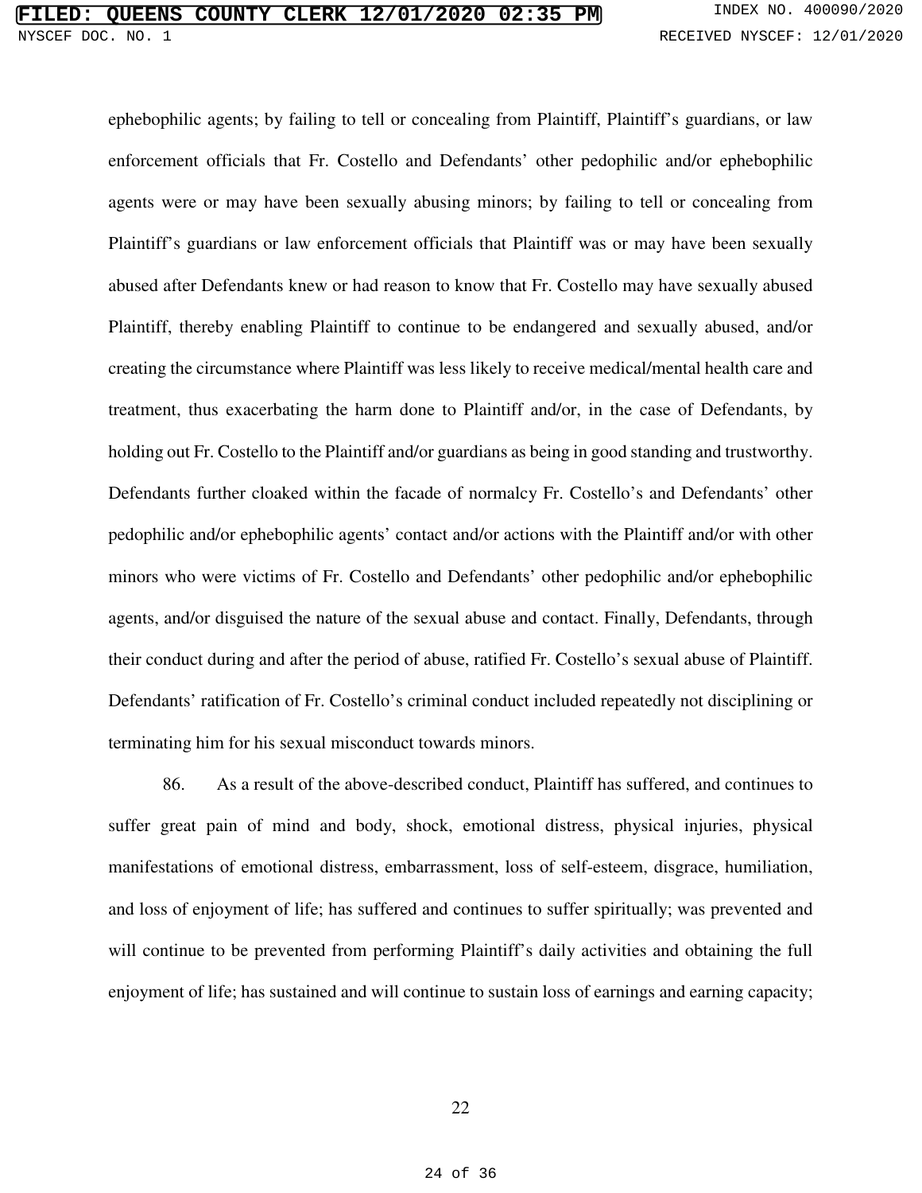ephebophilic agents; by failing to tell or concealing from Plaintiff, Plaintiff's guardians, or law enforcement officials that Fr. Costello and Defendants' other pedophilic and/or ephebophilic agents were or may have been sexually abusing minors; by failing to tell or concealing from Plaintiff's guardians or law enforcement officials that Plaintiff was or may have been sexually abused after Defendants knew or had reason to know that Fr. Costello may have sexually abused Plaintiff, thereby enabling Plaintiff to continue to be endangered and sexually abused, and/or creating the circumstance where Plaintiff was less likely to receive medical/mental health care and treatment, thus exacerbating the harm done to Plaintiff and/or, in the case of Defendants, by holding out Fr. Costello to the Plaintiff and/or guardians as being in good standing and trustworthy. Defendants further cloaked within the facade of normalcy Fr. Costello's and Defendants' other pedophilic and/or ephebophilic agents' contact and/or actions with the Plaintiff and/or with other minors who were victims of Fr. Costello and Defendants' other pedophilic and/or ephebophilic agents, and/or disguised the nature of the sexual abuse and contact. Finally, Defendants, through their conduct during and after the period of abuse, ratified Fr. Costello's sexual abuse of Plaintiff. Defendants' ratification of Fr. Costello's criminal conduct included repeatedly not disciplining or terminating him for his sexual misconduct towards minors.

86. As a result of the above-described conduct, Plaintiff has suffered, and continues to suffer great pain of mind and body, shock, emotional distress, physical injuries, physical manifestations of emotional distress, embarrassment, loss of self-esteem, disgrace, humiliation, and loss of enjoyment of life; has suffered and continues to suffer spiritually; was prevented and will continue to be prevented from performing Plaintiff's daily activities and obtaining the full enjoyment of life; has sustained and will continue to sustain loss of earnings and earning capacity;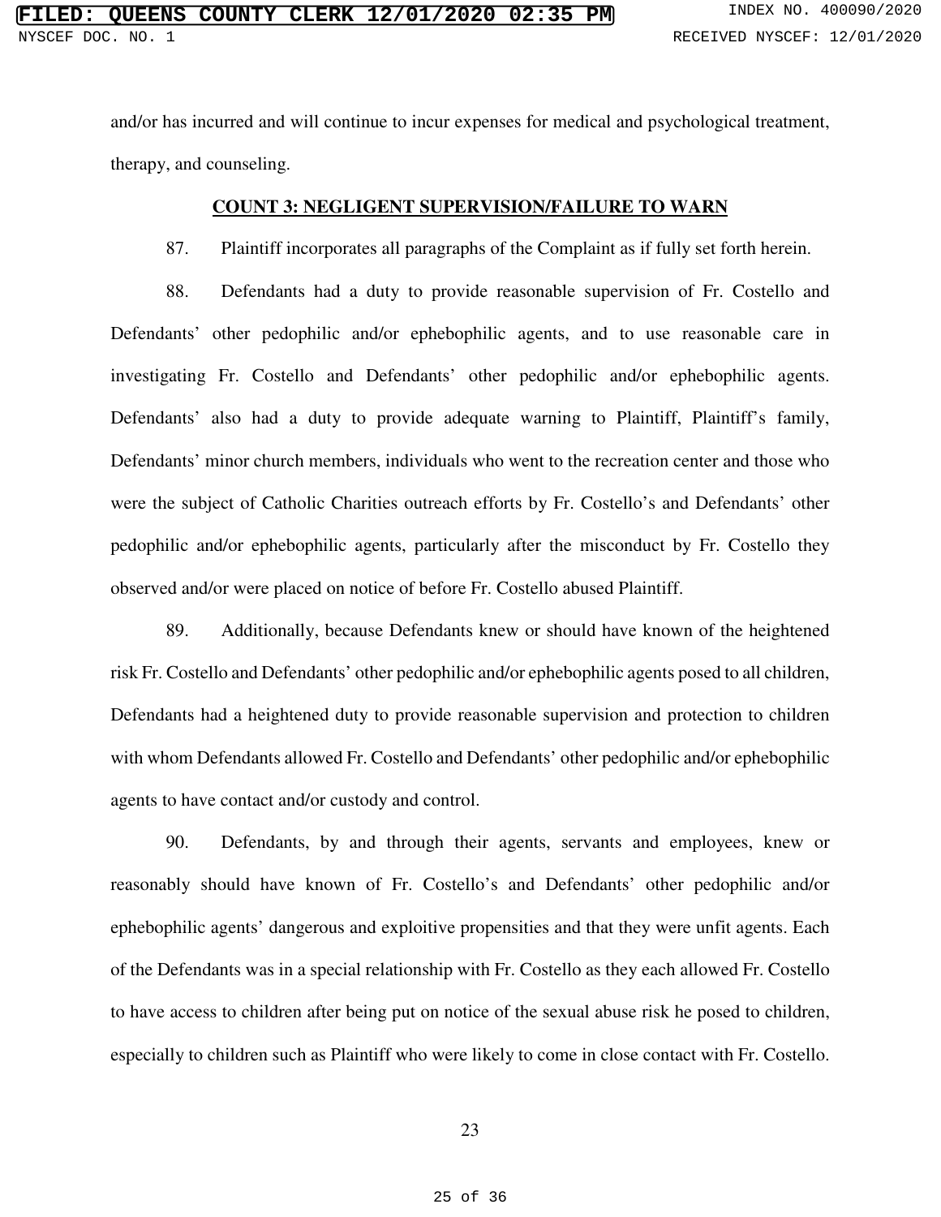and/or has incurred and will continue to incur expenses for medical and psychological treatment, therapy, and counseling.

## COUNT 3: NEGLIGENT SUPERVISION/FAILURE TO WARN

87. Plaintiff incorporates all paragraphs of the Complaint as if fully set forth herein.

88. Defendants had a duty to provide reasonable supervision of Fr. Costello and Defendants' other pedophilic and/or ephebophilic agents, and to use reasonable care in investigating Fr. Costello and Defendants' other pedophilic and/or ephebophilic agents. Defendants' also had a duty to provide adequate warning to Plaintiff, Plaintiff's family, Defendants' minor church members, individuals who went to the recreation center and those who were the subject of Catholic Charities outreach efforts by Fr. Costello's and Defendants' other pedophilic and/or ephebophilic agents, particularly after the misconduct by Fr. Costello they observed and/or were placed on notice of before Fr. Costello abused Plaintiff.

89. Additionally, because Defendants knew or should have known of the heightened risk Fr. Costello and Defendants' other pedophilic and/or ephebophilic agents posed to all children, Defendants had a heightened duty to provide reasonable supervision and protection to children with whom Defendants allowed Fr. Costello and Defendants' other pedophilic and/or ephebophilic agents to have contact and/or custody and control.

90. Defendants, by and through their agents, servants and employees, knew or reasonably should have known of Fr. Costello's and Defendants' other pedophilic and/or ephebophilic agents' dangerous and exploitive propensities and that they were unfit agents. Each of the Defendants was in a special relationship with Fr. Costello as they each allowed Fr. Costello to have access to children after being put on notice of the sexual abuse risk he posed to children, especially to children such as Plaintiff who were likely to come in close contact with Fr. Costello.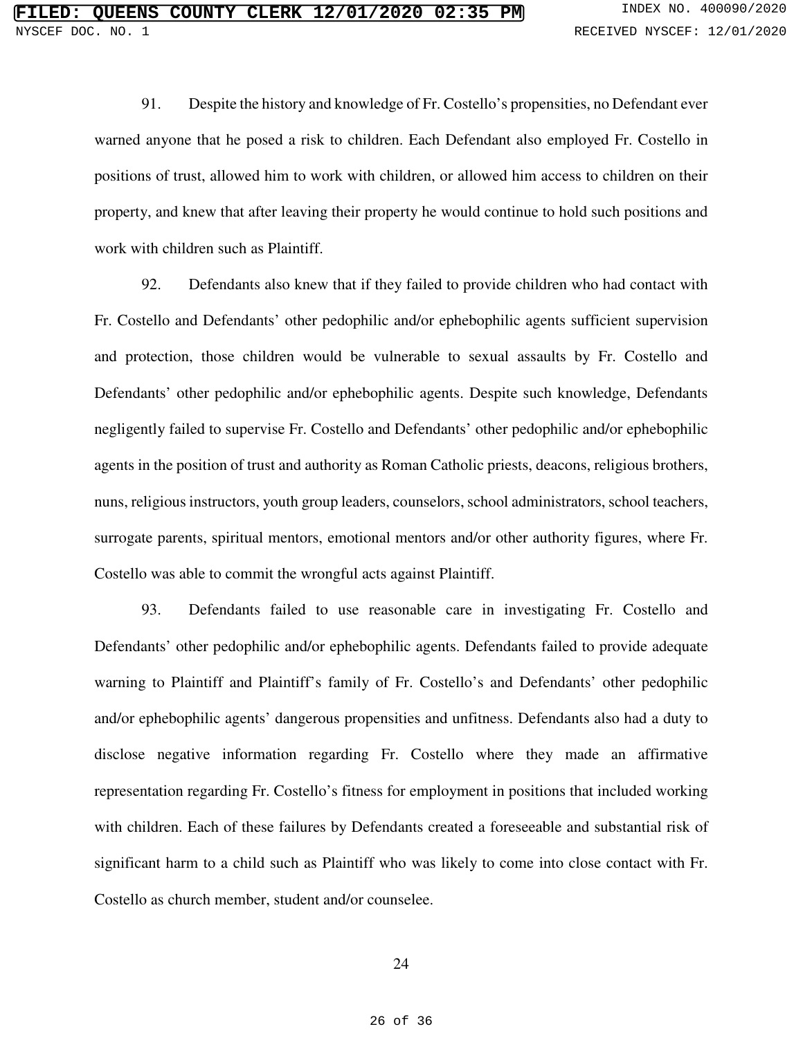91. Despite the history and knowledge of Fr. Costello's propensities, no Defendant ever warned anyone that he posed a risk to children. Each Defendant also employed Fr. Costello in positions of trust, allowed him to work with children, or allowed him access to children on their property, and knew that after leaving their property he would continue to hold such positions and work with children such as Plaintiff.

92. Defendants also knew that if they failed to provide children who had contact with Fr. Costello and Defendants' other pedophilic and/or ephebophilic agents sufficient supervision and protection, those children would be vulnerable to sexual assaults by Fr. Costello and Defendants' other pedophilic and/or ephebophilic agents. Despite such knowledge, Defendants negligently failed to supervise Fr. Costello and Defendants' other pedophilic and/or ephebophilic agents in the position of trust and authority as Roman Catholic priests, deacons, religious brothers, nuns, religious instructors, youth group leaders, counselors, school administrators, school teachers, surrogate parents, spiritual mentors, emotional mentors and/or other authority figures, where Fr. Costello was able to commit the wrongful acts against Plaintiff.

93. Defendants failed to use reasonable care in investigating Fr. Costello and Defendants' other pedophilic and/or ephebophilic agents. Defendants failed to provide adequate warning to Plaintiff and Plaintiff's family of Fr. Costello's and Defendants' other pedophilic and/or ephebophilic agents' dangerous propensities and unfitness. Defendants also had a duty to disclose negative information regarding Fr. Costello where they made an affirmative representation regarding Fr. Costello's fitness for employment in positions that included working with children. Each of these failures by Defendants created a foreseeable and substantial risk of significant harm to a child such as Plaintiff who was likely to come into close contact with Fr. Costello as church member, student and/or counselee.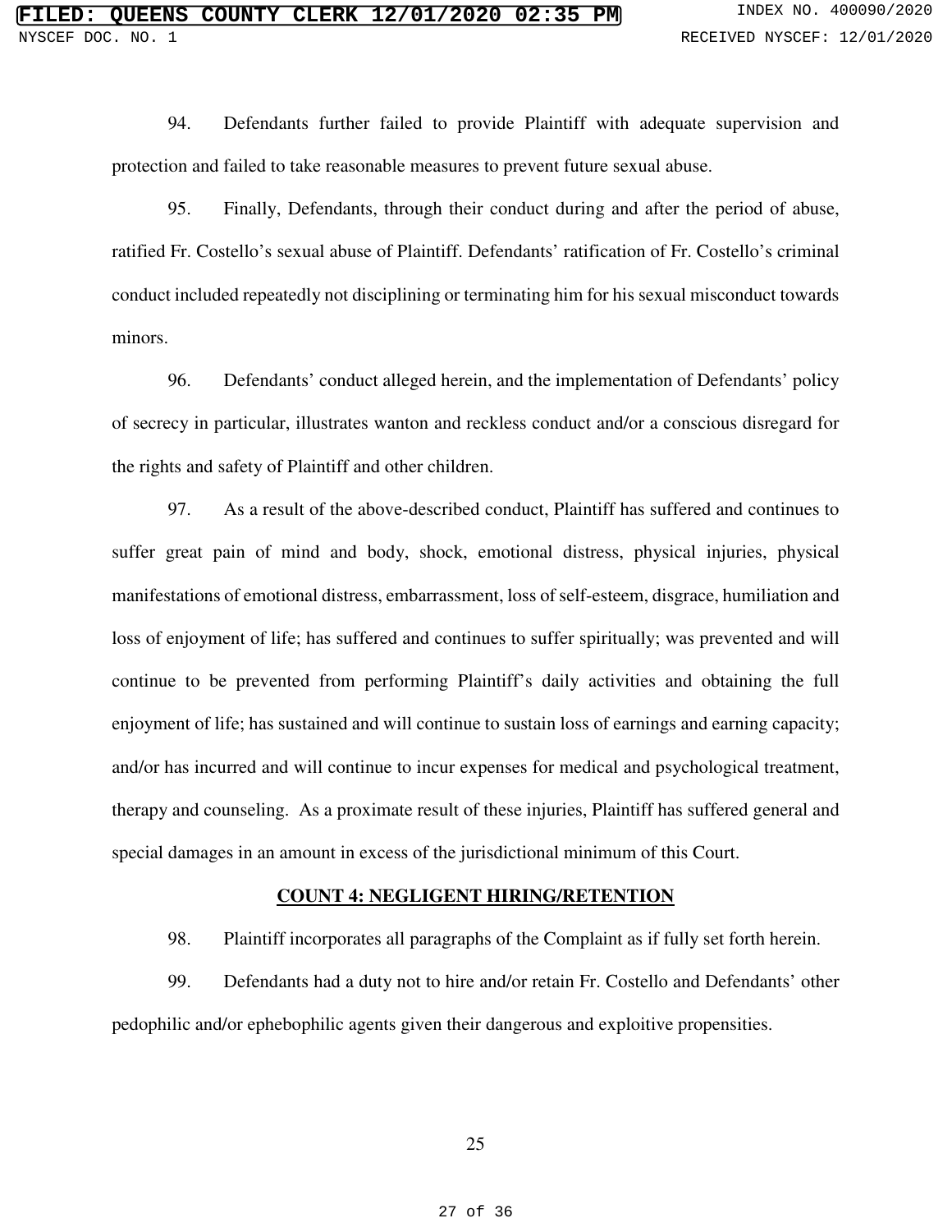94. Defendants further failed to provide Plaintiff with adequate supervision and protection and failed to take reasonable measures to prevent future sexual abuse.

95. Finally, Defendants, through their conduct during and after the period of abuse, ratified Fr. Costello's sexual abuse of Plaintiff. Defendants' ratification of Fr. Costello's criminal conduct included repeatedly not disciplining or terminating him for his sexual misconduct towards minors.

96. Defendants' conduct alleged herein, and the implementation of Defendants' policy of secrecy in particular, illustrates wanton and reckless conduct and/or a conscious disregard for the rights and safety of Plaintiff and other children.

97. As a result of the above-described conduct, Plaintiff has suffered and continues to suffer great pain of mind and body, shock, emotional distress, physical injuries, physical manifestations of emotional distress, embarrassment, loss of self-esteem, disgrace, humiliation and loss of enjoyment of life; has suffered and continues to suffer spiritually; was prevented and will continue to be prevented from performing Plaintiff's daily activities and obtaining the full enjoyment of life; has sustained and will continue to sustain loss of earnings and earning capacity; and/or has incurred and will continue to incur expenses for medical and psychological treatment, therapy and counseling. As a proximate result of these injuries, Plaintiff has suffered general and special damages in an amount in excess of the jurisdictional minimum of this Court.

**COUNT 4: NEGLIGENT HIRING/RETENTION**

98. Plaintiff incorporates all paragraphs of the Complaint as if fully set forth herein.

99. Defendants had a duty not to hire and/or retain Fr. Costello and Defendants' other pedophilic and/or ephebophilic agents given their dangerous and exploitive propensities.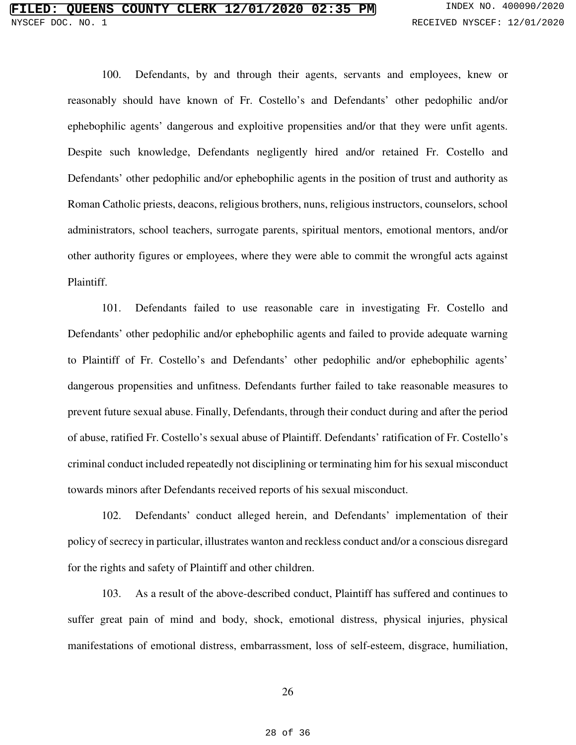100. Defendants, by and through their agents, servants and employees, knew or reasonably should have known of Fr. Costello's and Defendants' other pedophilic and/or ephebophilic agents' dangerous and exploitive propensities and/or that they were unfit agents. Despite such knowledge, Defendants negligently hired and/or retained Fr. Costello and Defendants' other pedophilic and/or ephebophilic agents in the position of trust and authority as Roman Catholic priests, deacons, religious brothers, nuns, religious instructors, counselors, school administrators, school teachers, surrogate parents, spiritual mentors, emotional mentors, and/or other authority figures or employees, where they were able to commit the wrongful acts against Plaintiff.

101. Defendants failed to use reasonable care in investigating Fr. Costello and Defendants' other pedophilic and/or ephebophilic agents and failed to provide adequate warning to Plaintiff of Fr. Costello's and Defendants' other pedophilic and/or ephebophilic agents' dangerous propensities and unfitness. Defendants further failed to take reasonable measures to prevent future sexual abuse. Finally, Defendants, through their conduct during and after the period of abuse, ratified Fr. Costello's sexual abuse of Plaintiff. Defendants' ratification of Fr. Costello's criminal conduct included repeatedly not disciplining or terminating him for his sexual misconduct towards minors after Defendants received reports of his sexual misconduct.

102. Defendants' conduct alleged herein, and Defendants' implementation of their policy of secrecy in particular, illustrates wanton and reckless conduct and/or a conscious disregard for the rights and safety of Plaintiff and other children.

103. As a result of the above-described conduct, Plaintiff has suffered and continues to suffer great pain of mind and body, shock, emotional distress, physical injuries, physical manifestations of emotional distress, embarrassment, loss of self-esteem, disgrace, humiliation,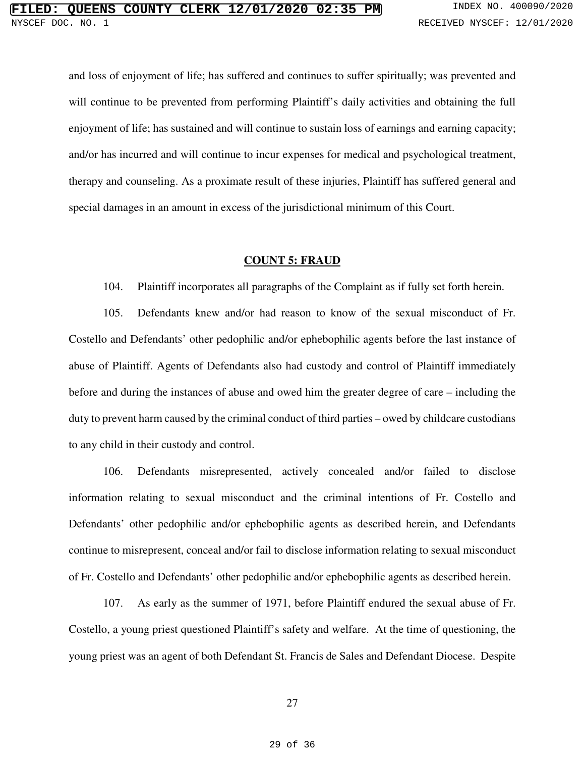and loss of enjoyment of life; has suffered and continues to suffer spiritually; was prevented and will continue to be prevented from performing Plaintiff's daily activities and obtaining the full enjoyment of life; has sustained and will continue to sustain loss of earnings and earning capacity; and/or has incurred and will continue to incur expenses for medical and psychological treatment, therapy and counseling. As a proximate result of these injuries, Plaintiff has suffered general and special damages in an amount in excess of the jurisdictional minimum of this Court.

## COUNT 5: FRAUD

104. Plaintiff incorporates all paragraphs of the Complaint as if fully set forth herein.

105. Defendants knew and/or had reason to know of the sexual misconduct of Fr. Costello and Defendants' other pedophilic and/or ephebophilic agents before the last instance of abuse of Plaintiff. Agents of Defendants also had custody and control of Plaintiff immediately before and during the instances of abuse and owed him the greater degree of care – including the duty to prevent harm caused by the criminal conduct of third parties – owed by childcare custodians to any child in their custody and control.

106. Defendants misrepresented, actively concealed and/or failed to disclose information relating to sexual misconduct and the criminal intentions of Fr. Costello and Defendants' other pedophilic and/or ephebophilic agents as described herein, and Defendants continue to misrepresent, conceal and/or fail to disclose information relating to sexual misconduct of Fr. Costello and Defendants' other pedophilic and/or ephebophilic agents as described herein.

107. As early as the summer of 1971, before Plaintiff endured the sexual abuse of Fr. Costello, a young priest questioned Plaintiff's safety and welfare. At the time of questioning, the young priest was an agent of both Defendant St. Francis de Sales and Defendant Diocese. Despite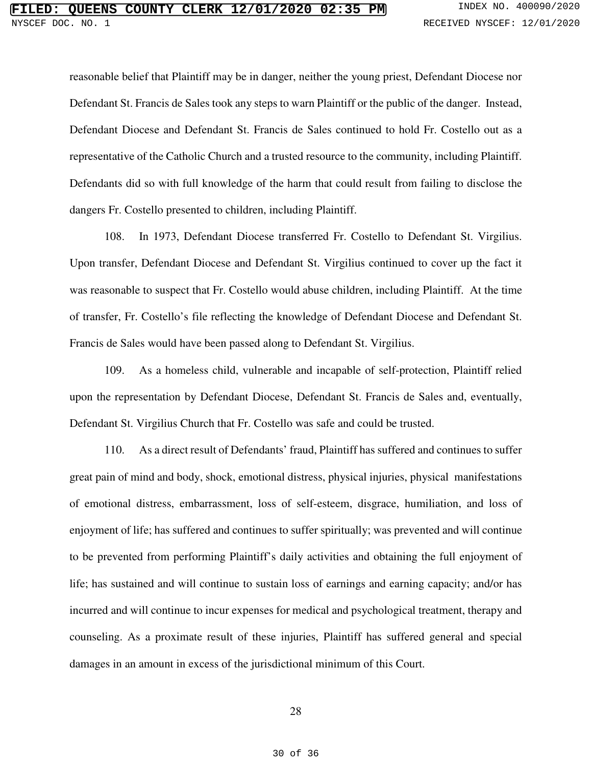reasonable belief that Plaintiff may be in danger, neither the young priest, Defendant Diocese nor Defendant St. Francis de Sales took any steps to warn Plaintiff or the public of the danger. Instead, Defendant Diocese and Defendant St. Francis de Sales continued to hold Fr. Costello out as a representative of the Catholic Church and a trusted resource to the community, including Plaintiff. Defendants did so with full knowledge of the harm that could result from failing to disclose the dangers Fr. Costello presented to children, including Plaintiff.

108. In 1973, Defendant Diocese transferred Fr. Costello to Defendant St. Virgilius. Upon transfer, Defendant Diocese and Defendant St. Virgilius continued to cover up the fact it was reasonable to suspect that Fr. Costello would abuse children, including Plaintiff. At the time of transfer, Fr. Costello's file reflecting the knowledge of Defendant Diocese and Defendant St. Francis de Sales would have been passed along to Defendant St. Virgilius.

109. As a homeless child, vulnerable and incapable of self-protection, Plaintiff relied upon the representation by Defendant Diocese, Defendant St. Francis de Sales and, eventually, Defendant St. Virgilius Church that Fr. Costello was safe and could be trusted.

110. As a direct result of Defendants' fraud, Plaintiff has suffered and continues to suffer great pain of mind and body, shock, emotional distress, physical injuries, physical manifestations of emotional distress, embarrassment, loss of self-esteem, disgrace, humiliation, and loss of enjoyment of life; has suffered and continues to suffer spiritually; was prevented and will continue to be prevented from performing Plaintiff's daily activities and obtaining the full enjoyment of life; has sustained and will continue to sustain loss of earnings and earning capacity; and/or has incurred and will continue to incur expenses for medical and psychological treatment, therapy and counseling. As a proximate result of these injuries, Plaintiff has suffered general and special damages in an amount in excess of the jurisdictional minimum of this Court.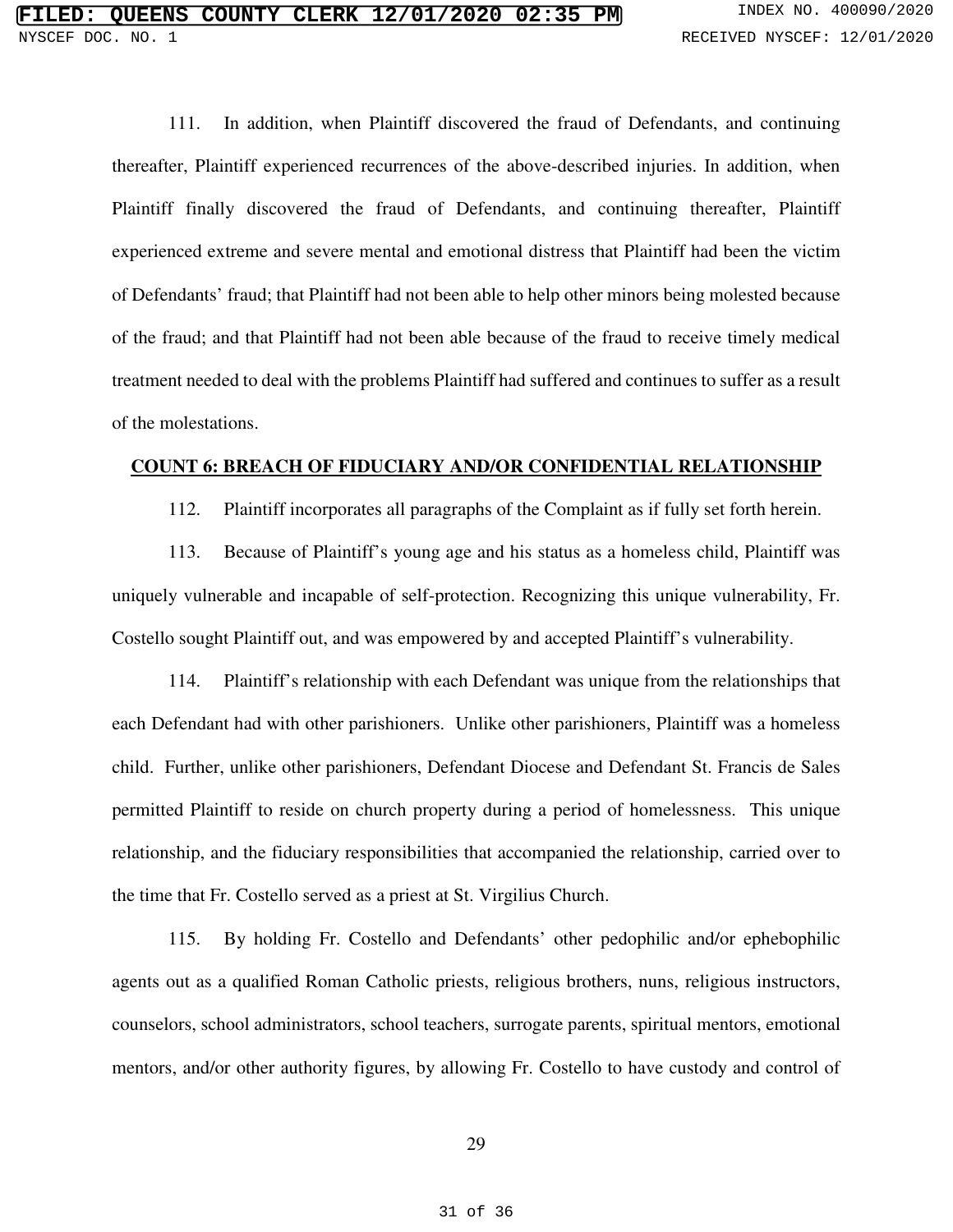111. In addition, when Plaintiff discovered the fraud of Defendants, and continuing thereafter, Plaintiff experienced recurrences of the above-described injuries. In addition, when Plaintiff finally discovered the fraud of Defendants, and continuing thereafter, Plaintiff experienced extreme and severe mental and emotional distress that Plaintiff had been the victim of Defendants' fraud; that Plaintiff had not been able to help other minors being molested because of the fraud; and that Plaintiff had not been able because of the fraud to receive timely medical treatment needed to deal with the problems Plaintiff had suffered and continues to suffer as a result of the molestations.

## COUNT 6: BREACH OF FIDUCIARY AND/OR CONFIDENTIAL RELATIONSHIP

112. Plaintiff incorporates all paragraphs of the Complaint as if fully set forth herein.

113. Because of Plaintiff's young age and his status as a homeless child, Plaintiff was uniquely vulnerable and incapable of self-protection. Recognizing this unique vulnerability, Fr. Costello sought Plaintiff out, and was empowered by and accepted Plaintiff's vulnerability.

114. Plaintiff's relationship with each Defendant was unique from the relationships that each Defendant had with other parishioners. Unlike other parishioners, Plaintiff was a homeless child. Further, unlike other parishioners, Defendant Diocese and Defendant St. Francis de Sales permitted Plaintiff to reside on church property during a period of homelessness. This unique relationship, and the fiduciary responsibilities that accompanied the relationship, carried over to the time that Fr. Costello served as a priest at St. Virgilius Church.

115. By holding Fr. Costello and Defendants' other pedophilic and/or ephebophilic agents out as a qualified Roman Catholic priests, religious brothers, nuns, religious instructors, counselors, school administrators, school teachers, surrogate parents, spiritual mentors, emotional mentors, and/or other authority figures, by allowing Fr. Costello to have custody and control of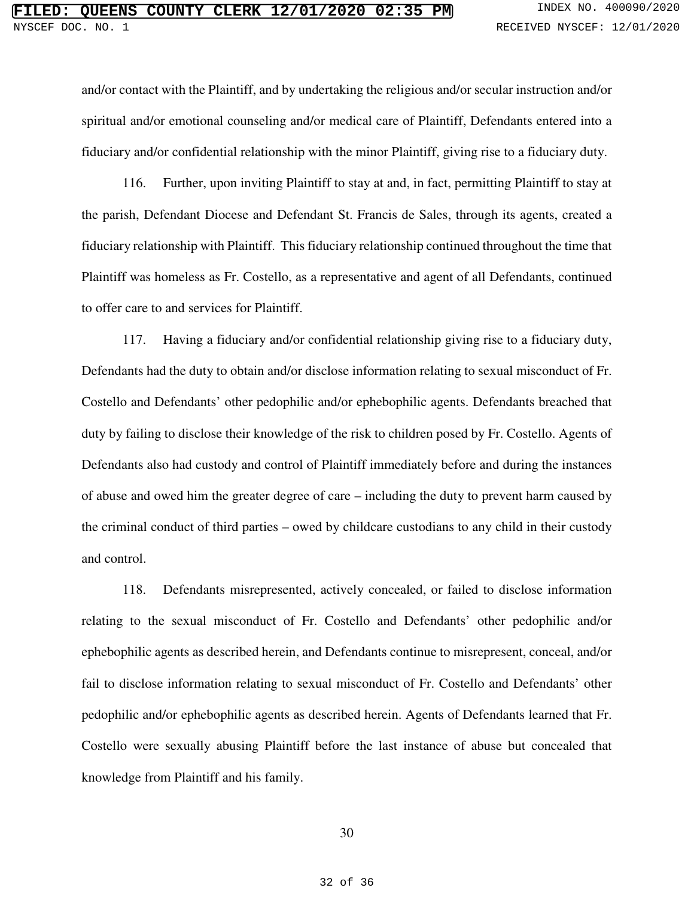and/or contact with the Plaintiff, and by undertaking the religious and/or secular instruction and/or spiritual and/or emotional counseling and/or medical care of Plaintiff, Defendants entered into a fiduciary and/or confidential relationship with the minor Plaintiff, giving rise to a fiduciary duty.

116. Further, upon inviting Plaintiff to stay at and, in fact, permitting Plaintiff to stay at the parish, Defendant Diocese and Defendant St. Francis de Sales, through its agents, created a fiduciary relationship with Plaintiff. This fiduciary relationship continued throughout the time that Plaintiff was homeless as Fr. Costello, as a representative and agent of all Defendants, continued to offer care to and services for Plaintiff.

117. Having a fiduciary and/or confidential relationship giving rise to a fiduciary duty, Defendants had the duty to obtain and/or disclose information relating to sexual misconduct of Fr. Costello and Defendants' other pedophilic and/or ephebophilic agents. Defendants breached that duty by failing to disclose their knowledge of the risk to children posed by Fr. Costello. Agents of Defendants also had custody and control of Plaintiff immediately before and during the instances of abuse and owed him the greater degree of care – including the duty to prevent harm caused by the criminal conduct of third parties – owed by childcare custodians to any child in their custody and control.

118. Defendants misrepresented, actively concealed, or failed to disclose information relating to the sexual misconduct of Fr. Costello and Defendants' other pedophilic and/or ephebophilic agents as described herein, and Defendants continue to misrepresent, conceal, and/or fail to disclose information relating to sexual misconduct of Fr. Costello and Defendants' other pedophilic and/or ephebophilic agents as described herein. Agents of Defendants learned that Fr. Costello were sexually abusing Plaintiff before the last instance of abuse but concealed that knowledge from Plaintiff and his family.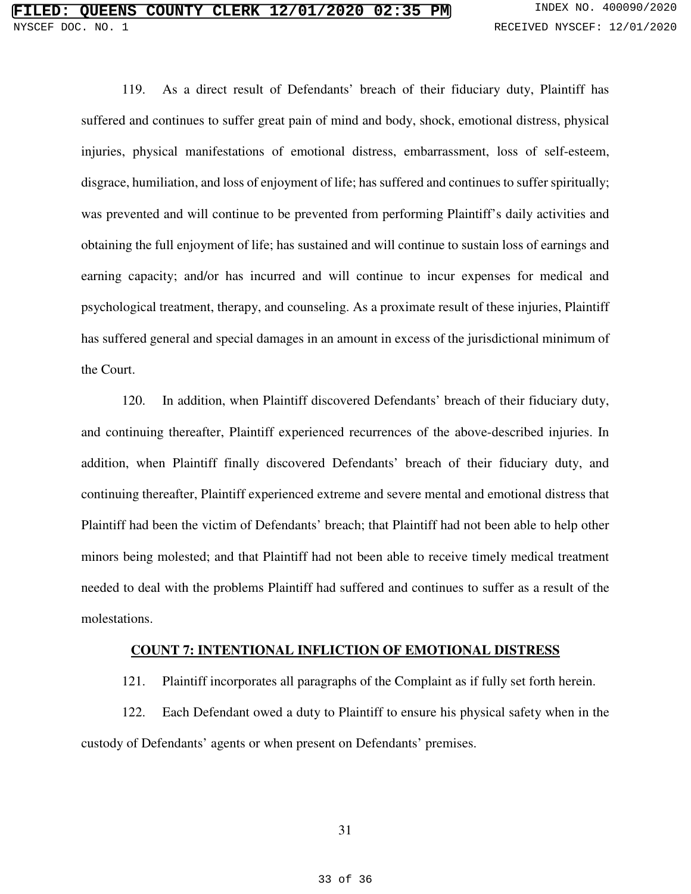119. As a direct result of Defendants' breach of their fiduciary duty, Plaintiff has suffered and continues to suffer great pain of mind and body, shock, emotional distress, physical injuries, physical manifestations of emotional distress, embarrassment, loss of self-esteem, disgrace, humiliation, and loss of enjoyment of life; has suffered and continues to suffer spiritually; was prevented and will continue to be prevented from performing Plaintiff's daily activities and obtaining the full enjoyment of life; has sustained and will continue to sustain loss of earnings and earning capacity; and/or has incurred and will continue to incur expenses for medical and psychological treatment, therapy, and counseling. As a proximate result of these injuries, Plaintiff has suffered general and special damages in an amount in excess of the jurisdictional minimum of the Court.

120. In addition, when Plaintiff discovered Defendants' breach of their fiduciary duty, and continuing thereafter, Plaintiff experienced recurrences of the above-described injuries. In addition, when Plaintiff finally discovered Defendants' breach of their fiduciary duty, and continuing thereafter, Plaintiff experienced extreme and severe mental and emotional distress that Plaintiff had been the victim of Defendants' breach; that Plaintiff had not been able to help other minors being molested; and that Plaintiff had not been able to receive timely medical treatment needed to deal with the problems Plaintiff had suffered and continues to suffer as a result of the molestations.

## COUNT 7: INTENTIONAL INFLICTION OF EMOTIONAL DISTRESS

121. Plaintiff incorporates all paragraphs of the Complaint as if fully set forth herein.

122. Each Defendant owed a duty to Plaintiff to ensure his physical safety when in the custody of Defendants' agents or when present on Defendants' premises.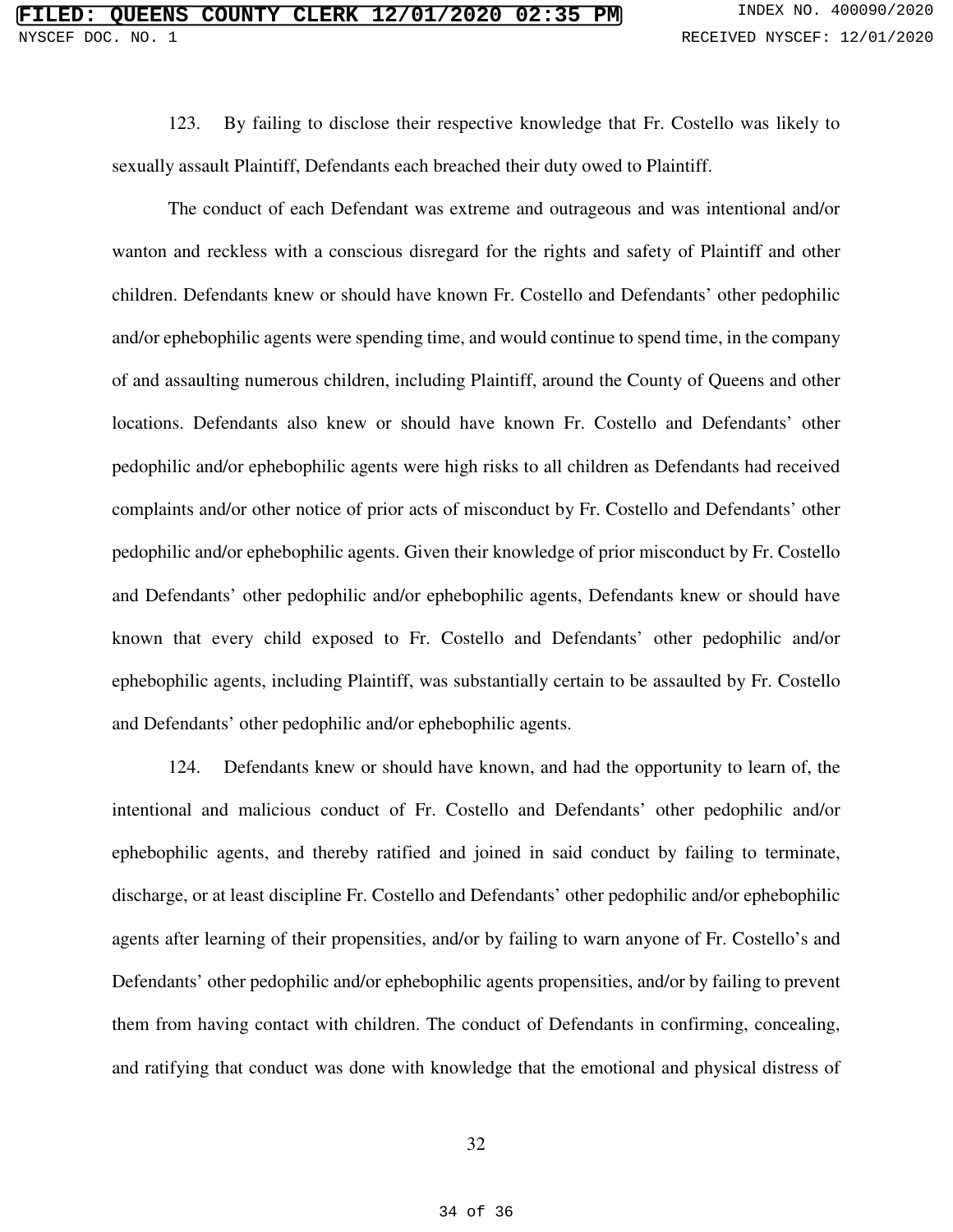123. By failing to disclose their respective knowledge that Fr. Costello was likely to sexually assault Plaintiff, Defendants each breached their duty owed to Plaintiff.

The conduct of each Defendant was extreme and outrageous and was intentional and/or wanton and reckless with a conscious disregard for the rights and safety of Plaintiff and other children. Defendants knew or should have known Fr. Costello and Defendants' other pedophilic and/or ephebophilic agents were spending time, and would continue to spend time, in the company of and assaulting numerous children, including Plaintiff, around the County of Queens and other locations. Defendants also knew or should have known Fr. Costello and Defendants' other pedophilic and/or ephebophilic agents were high risks to all children as Defendants had received complaints and/or other notice of prior acts of misconduct by Fr. Costello and Defendants' other pedophilic and/or ephebophilic agents. Given their knowledge of prior misconduct by Fr. Costello and Defendants' other pedophilic and/or ephebophilic agents, Defendants knew or should have known that every child exposed to Fr. Costello and Defendants' other pedophilic and/or ephebophilic agents, including Plaintiff, was substantially certain to be assaulted by Fr. Costello and Defendants' other pedophilic and/or ephebophilic agents.

124. Defendants knew or should have known, and had the opportunity to learn of, the intentional and malicious conduct of Fr. Costello and Defendants' other pedophilic and/or ephebophilic agents, and thereby ratified and joined in said conduct by failing to terminate, discharge, or at least discipline Fr. Costello and Defendants' other pedophilic and/or ephebophilic agents after learning of their propensities, and/or by failing to warn anyone of Fr. Costello's and Defendants' other pedophilic and/or ephebophilic agents propensities, and/or by failing to prevent them from having contact with children. The conduct of Defendants in confirming, concealing, and ratifying that conduct was done with knowledge that the emotional and physical distress of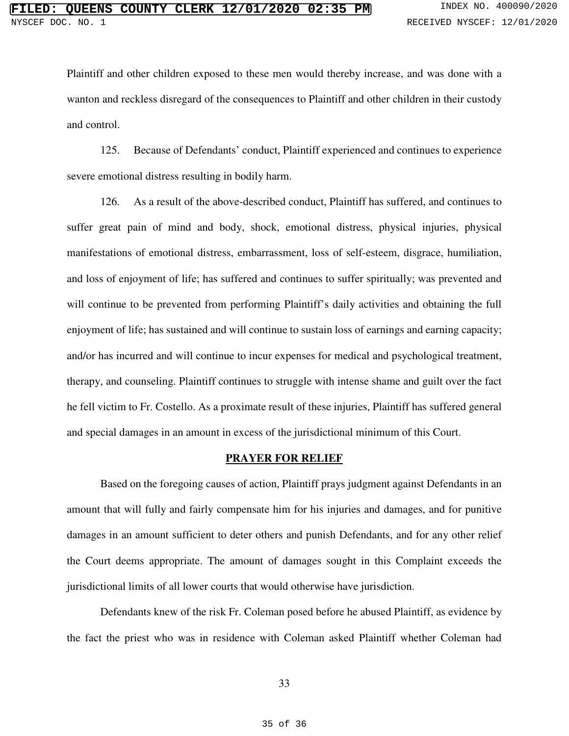Plaintiff and other children exposed to these men would thereby increase, and was done with a wanton and reckless disregard of the consequences to Plaintiff and other children in their custody and control.

125. Because of Defendants' conduct, Plaintiff experienced and continues to experience severe emotional distress resulting in bodily harm.

126. As a result of the above-described conduct, Plaintiff has suffered, and continues to suffer great pain of mind and body, shock, emotional distress, physical injuries, physical manifestations of emotional distress, embarrassment, loss of self-esteem, disgrace, humiliation, and loss of enjoyment of life; has suffered and continues to suffer spiritually; was prevented and will continue to be prevented from performing Plaintiff's daily activities and obtaining the full enjoyment of life; has sustained and will continue to sustain loss of earnings and earning capacity; and/or has incurred and will continue to incur expenses for medical and psychological treatment, therapy, and counseling. Plaintiff continues to struggle with intense shame and guilt over the fact he fell victim to Fr. Costello. As a proximate result of these injuries, Plaintiff has suffered general and special damages in an amount in excess of the jurisdictional minimum of this Court.

**PRAYER FOR RELIEF**

Based on the foregoing causes of action, Plaintiff prays judgment against Defendants in an amount that will fully and fairly compensate him for his injuries and damages, and for punitive damages in an amount sufficient to deter others and punish Defendants, and for any other relief the Court deems appropriate. The amount of damages sought in this Complaint exceeds the jurisdictional limits of all lower courts that would otherwise have jurisdiction.

Defendants knew of the risk Fr. Coleman posed before he abused Plaintiff, as evidence by the fact the priest who was in residence with Coleman asked Plaintiff whether Coleman had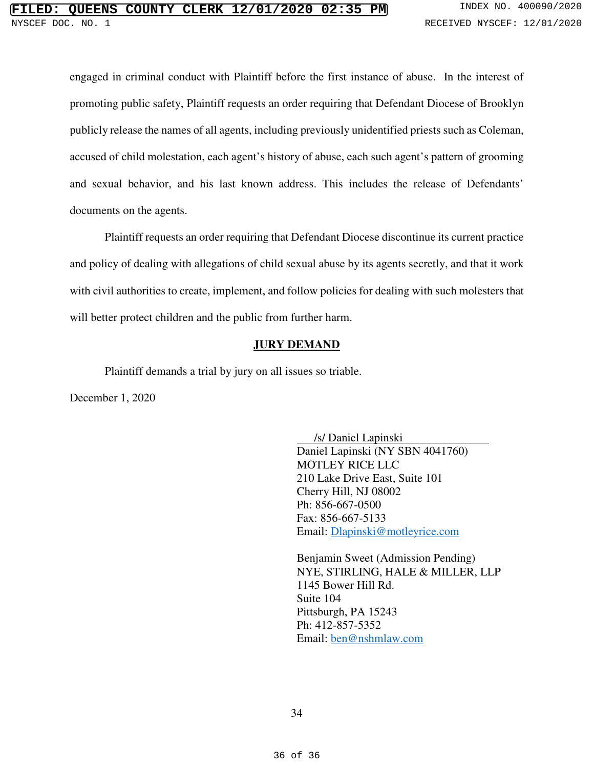engaged in criminal conduct with Plaintiff before the first instance of abuse. In the interest of promoting public safety, Plaintiff requests an order requiring that Defendant Diocese of Brooklyn publicly release the names of all agents, including previously unidentified priests such as Coleman, accused of child molestation, each agent's history of abuse, each such agent's pattern of grooming and sexual behavior, and his last known address. This includes the release of Defendants' documents on the agents.

Plaintiff requests an order requiring that Defendant Diocese discontinue its current practice and policy of dealing with allegations of child sexual abuse by its agents secretly, and that it work with civil authorities to create, implement, and follow policies for dealing with such molesters that will better protect children and the public from further harm.

## JURY DEMAND

Plaintiff demands a trial by jury on all issues so triable.

December 1, 2020

/s/ Daniel Lapinski
Daniel Lapinski (NY SBN 4041760)
MOTLEY RICE LLC
210 Lake Drive East, Suite 101
Cherry Hill, NJ 08002
Ph: 856-667-0500
Fax: 856-667-5133
Email: Dlapinski@motleyrice.com

Benjamin Sweet (Admission Pending)
NYE, STIRLING, HALE & MILLER, LLP
1145 Bower Hill Rd.
Suite 104
Pittsburgh, PA 15243
Ph: 412-857-5352
Email: ben@nshmlaw.com